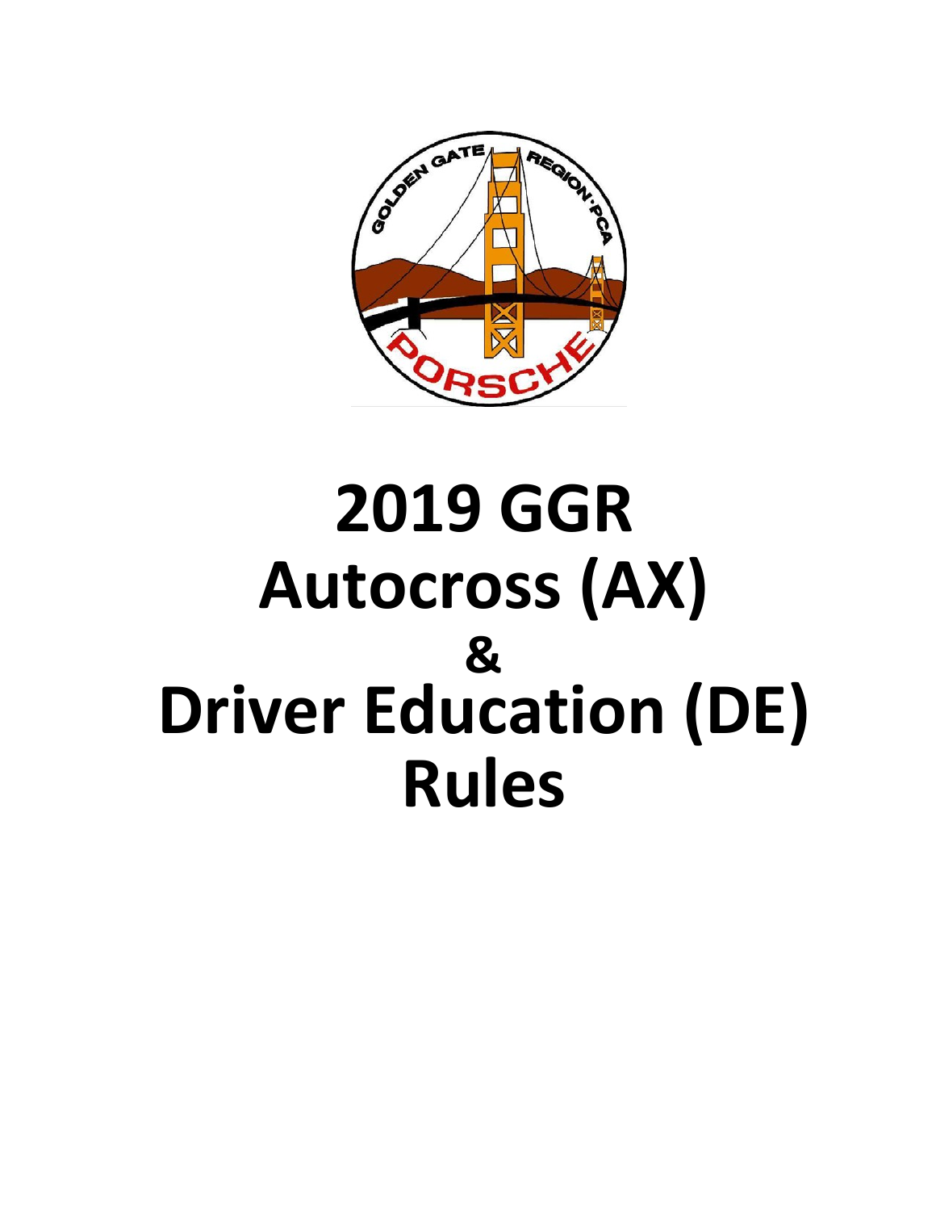# 2019 GGR Autocross (AX) & Driver Education (DE) Rules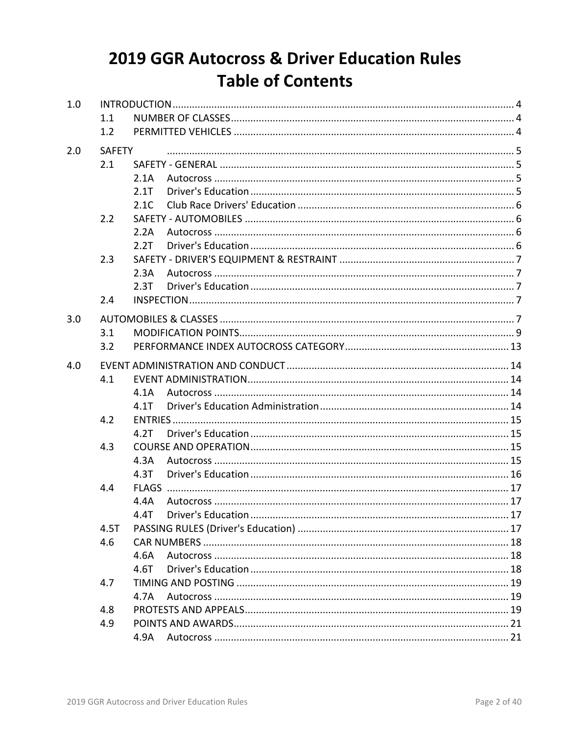# 2019 GGR Autocross & Driver Education Rules
# Table of Contents

- 1.0 INTRODUCTION ..... 4
  - 1.1 NUMBER OF CLASSES ..... 4
  - 1.2 PERMITTED VEHICLES ..... 4
- 2.0 SAFETY ..... 5
  - 2.1 SAFETY - GENERAL ..... 5
    - 2.1A Autocross ..... 5
    - 2.1T Driver's Education ..... 5
    - 2.1C Club Race Drivers' Education ..... 6
  - 2.2 SAFETY - AUTOMOBILES ..... 6
    - 2.2A Autocross ..... 6
    - 2.2T Driver's Education ..... 6
  - 2.3 SAFETY - DRIVER'S EQUIPMENT & RESTRAINT ..... 7
    - 2.3A Autocross ..... 7
    - 2.3T Driver's Education ..... 7
  - 2.4 INSPECTION ..... 7
- 3.0 AUTOMOBILES & CLASSES ..... 7
  - 3.1 MODIFICATION POINTS ..... 9
  - 3.2 PERFORMANCE INDEX AUTOCROSS CATEGORY ..... 13
- 4.0 EVENT ADMINISTRATION AND CONDUCT ..... 14
  - 4.1 EVENT ADMINISTRATION ..... 14
    - 4.1A Autocross ..... 14
    - 4.1T Driver's Education Administration ..... 14
  - 4.2 ENTRIES ..... 15
    - 4.2T Driver's Education ..... 15
  - 4.3 COURSE AND OPERATION ..... 15
    - 4.3A Autocross ..... 15
    - 4.3T Driver's Education ..... 16
  - 4.4 FLAGS ..... 17
    - 4.4A Autocross ..... 17
    - 4.4T Driver's Education ..... 17
  - 4.5T PASSING RULES (Driver's Education) ..... 17
  - 4.6 CAR NUMBERS ..... 18
    - 4.6A Autocross ..... 18
    - 4.6T Driver's Education ..... 18
  - 4.7 TIMING AND POSTING ..... 19
    - 4.7A Autocross ..... 19
  - 4.8 PROTESTS AND APPEALS ..... 19
  - 4.9 POINTS AND AWARDS ..... 21
    - 4.9A Autocross ..... 21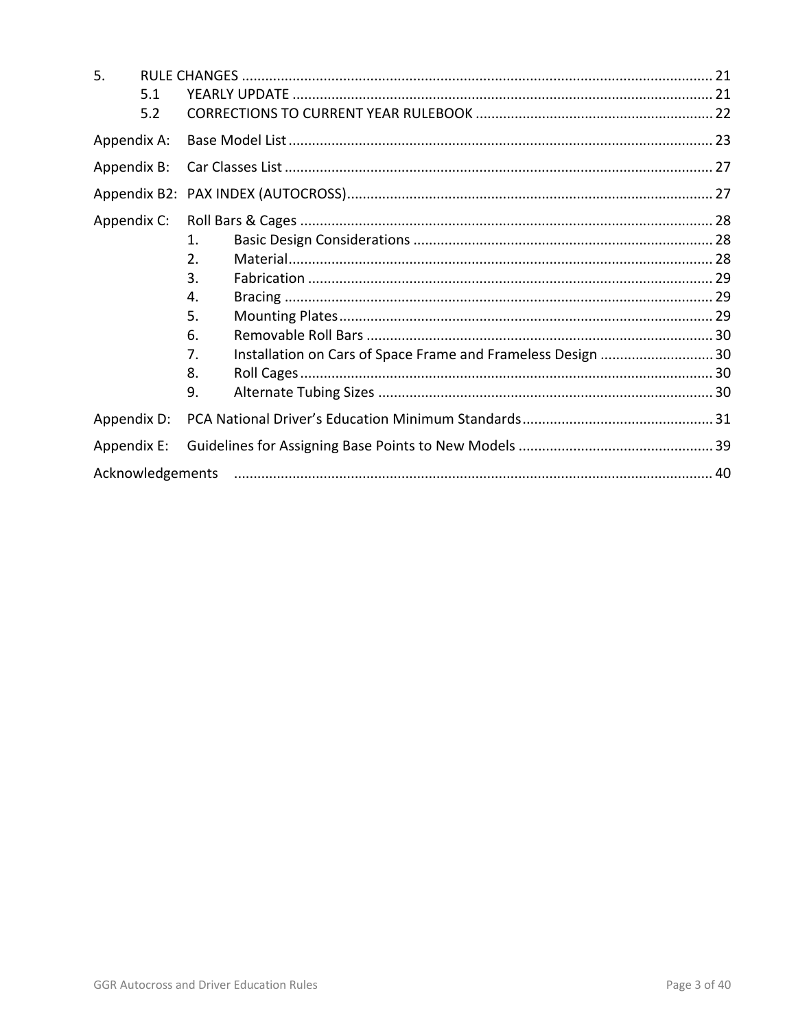5. RULE CHANGES ........................................................................................................ 21
   - 5.1 YEARLY UPDATE ........................................................................................... 21
   - 5.2 CORRECTIONS TO CURRENT YEAR RULEBOOK ............................................................. 22

Appendix A: Base Model List ............................................................................................ 23

Appendix B: Car Classes List ............................................................................................ 27

Appendix B2: PAX INDEX (AUTOCROSS)............................................................................. 27

Appendix C: Roll Bars & Cages ......................................................................................... 28
   1. Basic Design Considerations ............................................................................ 28
   2. Material............................................................................................................ 28
   3. Fabrication ....................................................................................................... 29
   4. Bracing ............................................................................................................. 29
   5. Mounting Plates............................................................................................... 29
   6. Removable Roll Bars ........................................................................................ 30
   7. Installation on Cars of Space Frame and Frameless Design ............................. 30
   8. Roll Cages......................................................................................................... 30
   9. Alternate Tubing Sizes ..................................................................................... 30

Appendix D: PCA National Driver's Education Minimum Standards................................................. 31

Appendix E: Guidelines for Assigning Base Points to New Models .................................................. 39

Acknowledgements ......................................................................................................... 40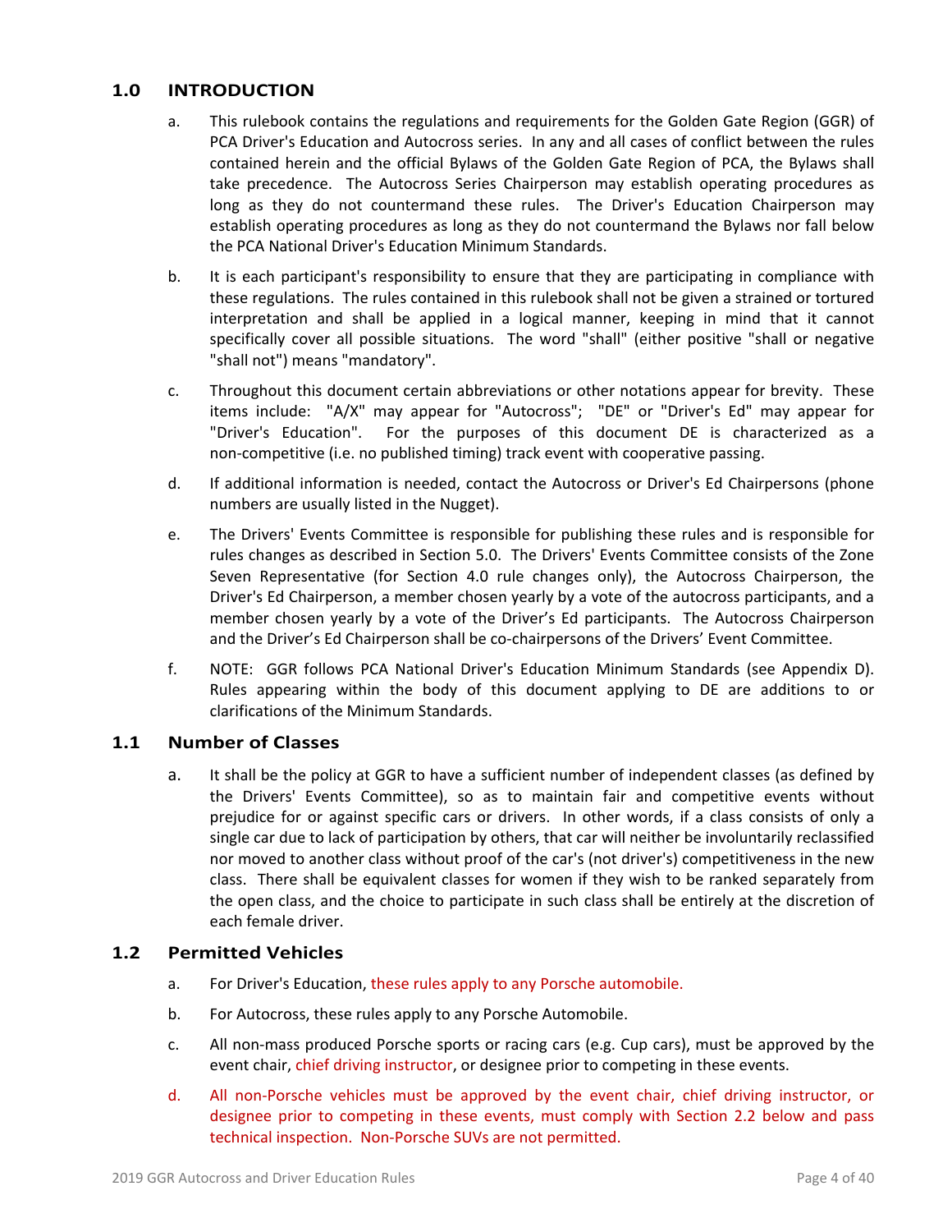## 1.0 INTRODUCTION

a. This rulebook contains the regulations and requirements for the Golden Gate Region (GGR) of PCA Driver's Education and Autocross series. In any and all cases of conflict between the rules contained herein and the official Bylaws of the Golden Gate Region of PCA, the Bylaws shall take precedence. The Autocross Series Chairperson may establish operating procedures as long as they do not countermand these rules. The Driver's Education Chairperson may establish operating procedures as long as they do not countermand the Bylaws nor fall below the PCA National Driver's Education Minimum Standards.

b. It is each participant's responsibility to ensure that they are participating in compliance with these regulations. The rules contained in this rulebook shall not be given a strained or tortured interpretation and shall be applied in a logical manner, keeping in mind that it cannot specifically cover all possible situations. The word "shall" (either positive "shall or negative "shall not") means "mandatory".

c. Throughout this document certain abbreviations or other notations appear for brevity. These items include: "A/X" may appear for "Autocross"; "DE" or "Driver's Ed" may appear for "Driver's Education". For the purposes of this document DE is characterized as a non-competitive (i.e. no published timing) track event with cooperative passing.

d. If additional information is needed, contact the Autocross or Driver's Ed Chairpersons (phone numbers are usually listed in the Nugget).

e. The Drivers' Events Committee is responsible for publishing these rules and is responsible for rules changes as described in Section 5.0. The Drivers' Events Committee consists of the Zone Seven Representative (for Section 4.0 rule changes only), the Autocross Chairperson, the Driver's Ed Chairperson, a member chosen yearly by a vote of the autocross participants, and a member chosen yearly by a vote of the Driver's Ed participants. The Autocross Chairperson and the Driver's Ed Chairperson shall be co-chairpersons of the Drivers' Event Committee.

f. NOTE: GGR follows PCA National Driver's Education Minimum Standards (see Appendix D). Rules appearing within the body of this document applying to DE are additions to or clarifications of the Minimum Standards.

## 1.1 Number of Classes

a. It shall be the policy at GGR to have a sufficient number of independent classes (as defined by the Drivers' Events Committee), so as to maintain fair and competitive events without prejudice for or against specific cars or drivers. In other words, if a class consists of only a single car due to lack of participation by others, that car will neither be involuntarily reclassified nor moved to another class without proof of the car's (not driver's) competitiveness in the new class. There shall be equivalent classes for women if they wish to be ranked separately from the open class, and the choice to participate in such class shall be entirely at the discretion of each female driver.

## 1.2 Permitted Vehicles

a. For Driver's Education, these rules apply to any Porsche automobile.

b. For Autocross, these rules apply to any Porsche Automobile.

c. All non-mass produced Porsche sports or racing cars (e.g. Cup cars), must be approved by the event chair, chief driving instructor, or designee prior to competing in these events.

d. All non-Porsche vehicles must be approved by the event chair, chief driving instructor, or designee prior to competing in these events, must comply with Section 2.2 below and pass technical inspection. Non-Porsche SUVs are not permitted.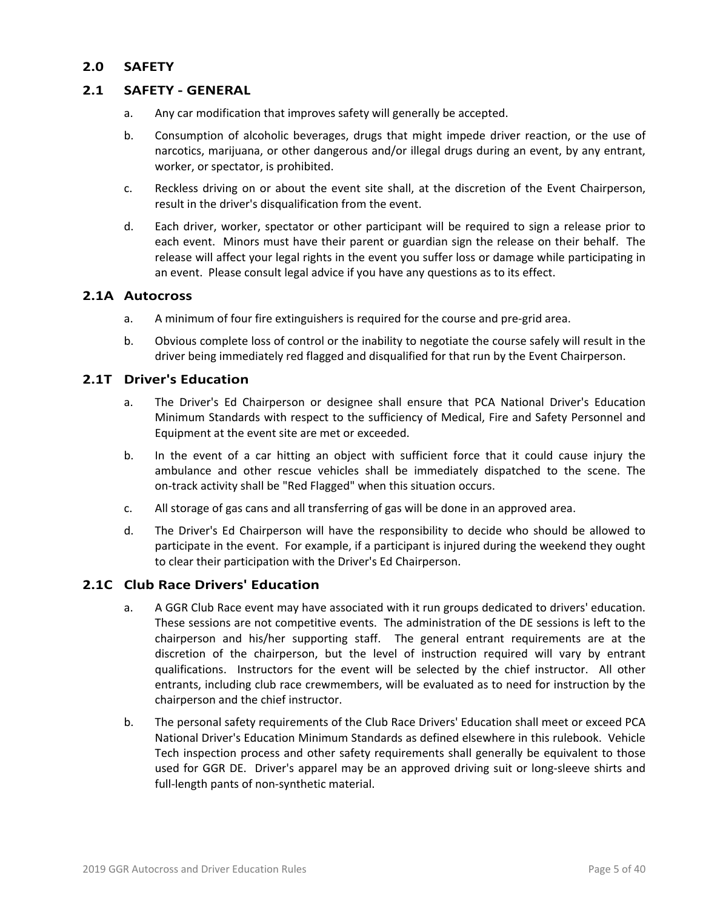## 2.0 SAFETY

### 2.1 SAFETY - GENERAL

a. Any car modification that improves safety will generally be accepted.

b. Consumption of alcoholic beverages, drugs that might impede driver reaction, or the use of narcotics, marijuana, or other dangerous and/or illegal drugs during an event, by any entrant, worker, or spectator, is prohibited.

c. Reckless driving on or about the event site shall, at the discretion of the Event Chairperson, result in the driver's disqualification from the event.

d. Each driver, worker, spectator or other participant will be required to sign a release prior to each event. Minors must have their parent or guardian sign the release on their behalf. The release will affect your legal rights in the event you suffer loss or damage while participating in an event. Please consult legal advice if you have any questions as to its effect.

### 2.1A Autocross

a. A minimum of four fire extinguishers is required for the course and pre-grid area.

b. Obvious complete loss of control or the inability to negotiate the course safely will result in the driver being immediately red flagged and disqualified for that run by the Event Chairperson.

### 2.1T Driver's Education

a. The Driver's Ed Chairperson or designee shall ensure that PCA National Driver's Education Minimum Standards with respect to the sufficiency of Medical, Fire and Safety Personnel and Equipment at the event site are met or exceeded.

b. In the event of a car hitting an object with sufficient force that it could cause injury the ambulance and other rescue vehicles shall be immediately dispatched to the scene. The on-track activity shall be "Red Flagged" when this situation occurs.

c. All storage of gas cans and all transferring of gas will be done in an approved area.

d. The Driver's Ed Chairperson will have the responsibility to decide who should be allowed to participate in the event. For example, if a participant is injured during the weekend they ought to clear their participation with the Driver's Ed Chairperson.

### 2.1C Club Race Drivers' Education

a. A GGR Club Race event may have associated with it run groups dedicated to drivers' education. These sessions are not competitive events. The administration of the DE sessions is left to the chairperson and his/her supporting staff. The general entrant requirements are at the discretion of the chairperson, but the level of instruction required will vary by entrant qualifications. Instructors for the event will be selected by the chief instructor. All other entrants, including club race crewmembers, will be evaluated as to need for instruction by the chairperson and the chief instructor.

b. The personal safety requirements of the Club Race Drivers' Education shall meet or exceed PCA National Driver's Education Minimum Standards as defined elsewhere in this rulebook. Vehicle Tech inspection process and other safety requirements shall generally be equivalent to those used for GGR DE. Driver's apparel may be an approved driving suit or long-sleeve shirts and full-length pants of non-synthetic material.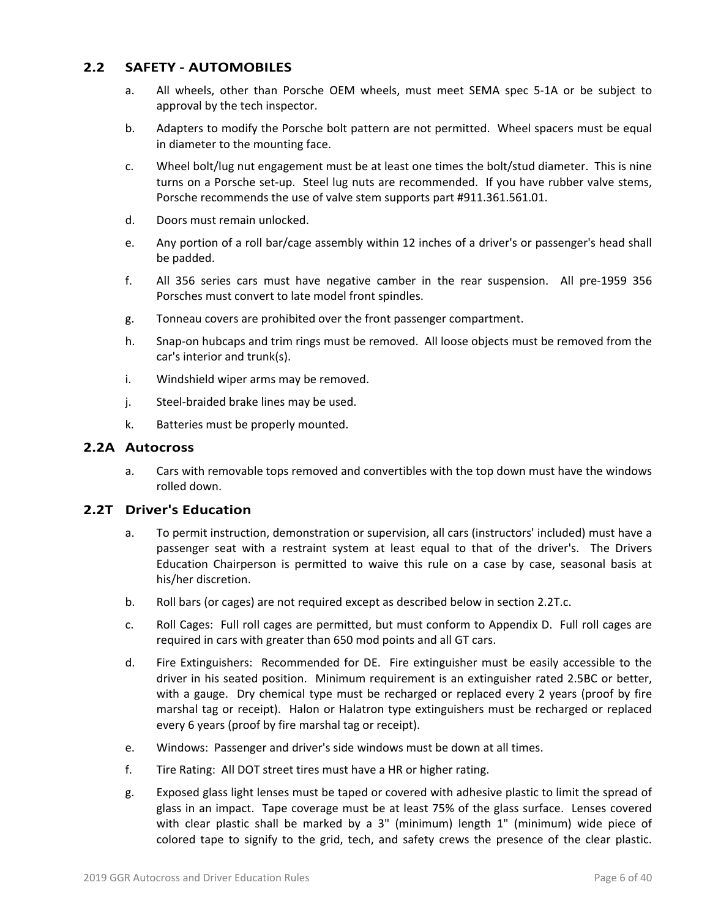## 2.2 SAFETY - AUTOMOBILES

a. All wheels, other than Porsche OEM wheels, must meet SEMA spec 5-1A or be subject to approval by the tech inspector.

b. Adapters to modify the Porsche bolt pattern are not permitted. Wheel spacers must be equal in diameter to the mounting face.

c. Wheel bolt/lug nut engagement must be at least one times the bolt/stud diameter. This is nine turns on a Porsche set-up. Steel lug nuts are recommended. If you have rubber valve stems, Porsche recommends the use of valve stem supports part #911.361.561.01.

d. Doors must remain unlocked.

e. Any portion of a roll bar/cage assembly within 12 inches of a driver's or passenger's head shall be padded.

f. All 356 series cars must have negative camber in the rear suspension. All pre-1959 356 Porsches must convert to late model front spindles.

g. Tonneau covers are prohibited over the front passenger compartment.

h. Snap-on hubcaps and trim rings must be removed. All loose objects must be removed from the car's interior and trunk(s).

i. Windshield wiper arms may be removed.

j. Steel-braided brake lines may be used.

k. Batteries must be properly mounted.

## 2.2A Autocross

a. Cars with removable tops removed and convertibles with the top down must have the windows rolled down.

## 2.2T Driver's Education

a. To permit instruction, demonstration or supervision, all cars (instructors' included) must have a passenger seat with a restraint system at least equal to that of the driver's. The Drivers Education Chairperson is permitted to waive this rule on a case by case, seasonal basis at his/her discretion.

b. Roll bars (or cages) are not required except as described below in section 2.2T.c.

c. Roll Cages: Full roll cages are permitted, but must conform to Appendix D. Full roll cages are required in cars with greater than 650 mod points and all GT cars.

d. Fire Extinguishers: Recommended for DE. Fire extinguisher must be easily accessible to the driver in his seated position. Minimum requirement is an extinguisher rated 2.5BC or better, with a gauge. Dry chemical type must be recharged or replaced every 2 years (proof by fire marshal tag or receipt). Halon or Halatron type extinguishers must be recharged or replaced every 6 years (proof by fire marshal tag or receipt).

e. Windows: Passenger and driver's side windows must be down at all times.

f. Tire Rating: All DOT street tires must have a HR or higher rating.

g. Exposed glass light lenses must be taped or covered with adhesive plastic to limit the spread of glass in an impact. Tape coverage must be at least 75% of the glass surface. Lenses covered with clear plastic shall be marked by a 3" (minimum) length 1" (minimum) wide piece of colored tape to signify to the grid, tech, and safety crews the presence of the clear plastic.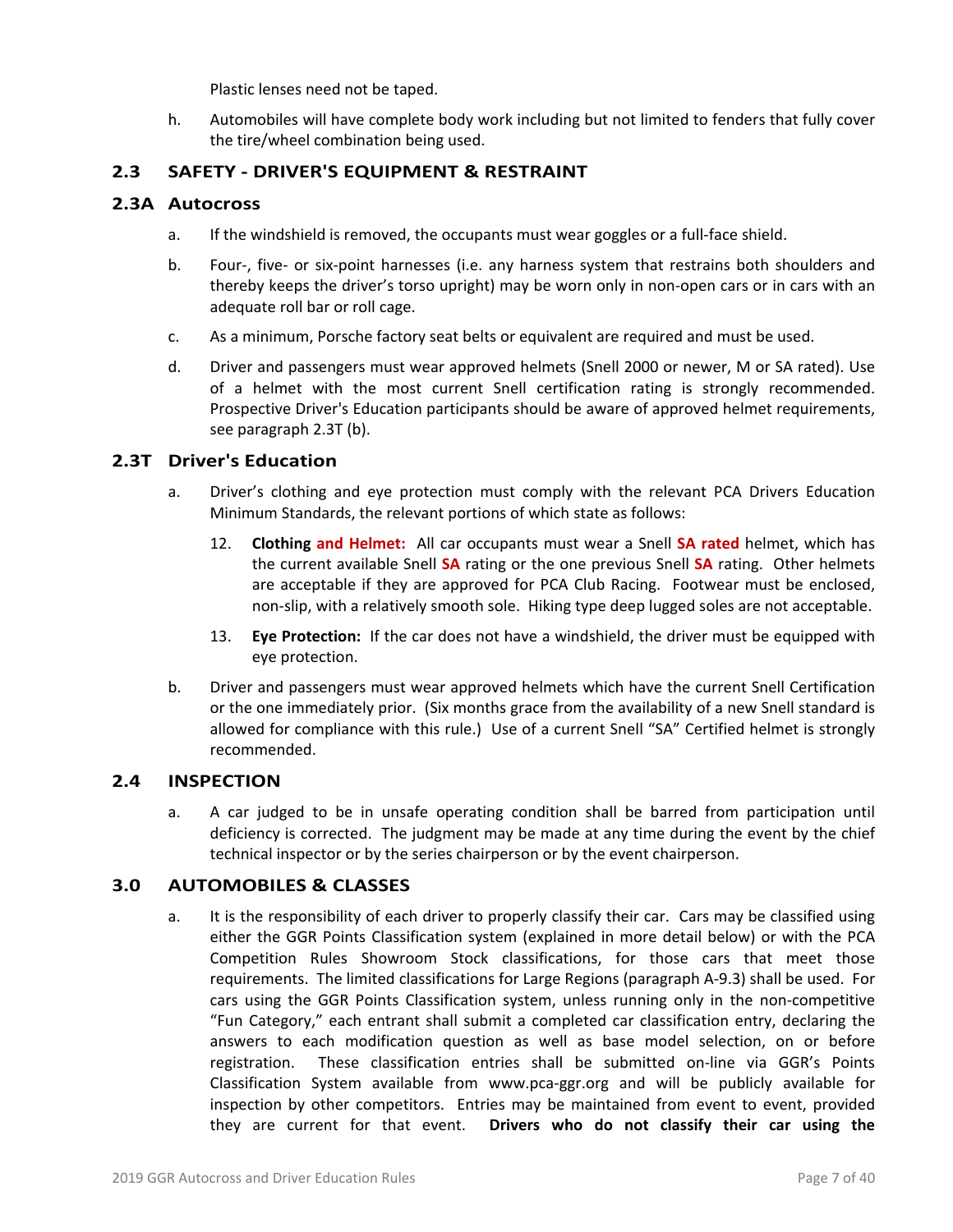Plastic lenses need not be taped.

h. Automobiles will have complete body work including but not limited to fenders that fully cover the tire/wheel combination being used.

## 2.3 SAFETY - DRIVER'S EQUIPMENT & RESTRAINT

### 2.3A Autocross

a. If the windshield is removed, the occupants must wear goggles or a full-face shield.

b. Four-, five- or six-point harnesses (i.e. any harness system that restrains both shoulders and thereby keeps the driver's torso upright) may be worn only in non-open cars or in cars with an adequate roll bar or roll cage.

c. As a minimum, Porsche factory seat belts or equivalent are required and must be used.

d. Driver and passengers must wear approved helmets (Snell 2000 or newer, M or SA rated). Use of a helmet with the most current Snell certification rating is strongly recommended. Prospective Driver's Education participants should be aware of approved helmet requirements, see paragraph 2.3T (b).

### 2.3T Driver's Education

a. Driver's clothing and eye protection must comply with the relevant PCA Drivers Education Minimum Standards, the relevant portions of which state as follows:

12. **Clothing and Helmet:** All car occupants must wear a Snell **SA rated** helmet, which has the current available Snell **SA** rating or the one previous Snell **SA** rating. Other helmets are acceptable if they are approved for PCA Club Racing. Footwear must be enclosed, non-slip, with a relatively smooth sole. Hiking type deep lugged soles are not acceptable.

13. **Eye Protection:** If the car does not have a windshield, the driver must be equipped with eye protection.

b. Driver and passengers must wear approved helmets which have the current Snell Certification or the one immediately prior. (Six months grace from the availability of a new Snell standard is allowed for compliance with this rule.) Use of a current Snell "SA" Certified helmet is strongly recommended.

## 2.4 INSPECTION

a. A car judged to be in unsafe operating condition shall be barred from participation until deficiency is corrected. The judgment may be made at any time during the event by the chief technical inspector or by the series chairperson or by the event chairperson.

## 3.0 AUTOMOBILES & CLASSES

a. It is the responsibility of each driver to properly classify their car. Cars may be classified using either the GGR Points Classification system (explained in more detail below) or with the PCA Competition Rules Showroom Stock classifications, for those cars that meet those requirements. The limited classifications for Large Regions (paragraph A-9.3) shall be used. For cars using the GGR Points Classification system, unless running only in the non-competitive "Fun Category," each entrant shall submit a completed car classification entry, declaring the answers to each modification question as well as base model selection, on or before registration. These classification entries shall be submitted on-line via GGR's Points Classification System available from www.pca-ggr.org and will be publicly available for inspection by other competitors. Entries may be maintained from event to event, provided they are current for that event. **Drivers who do not classify their car using the**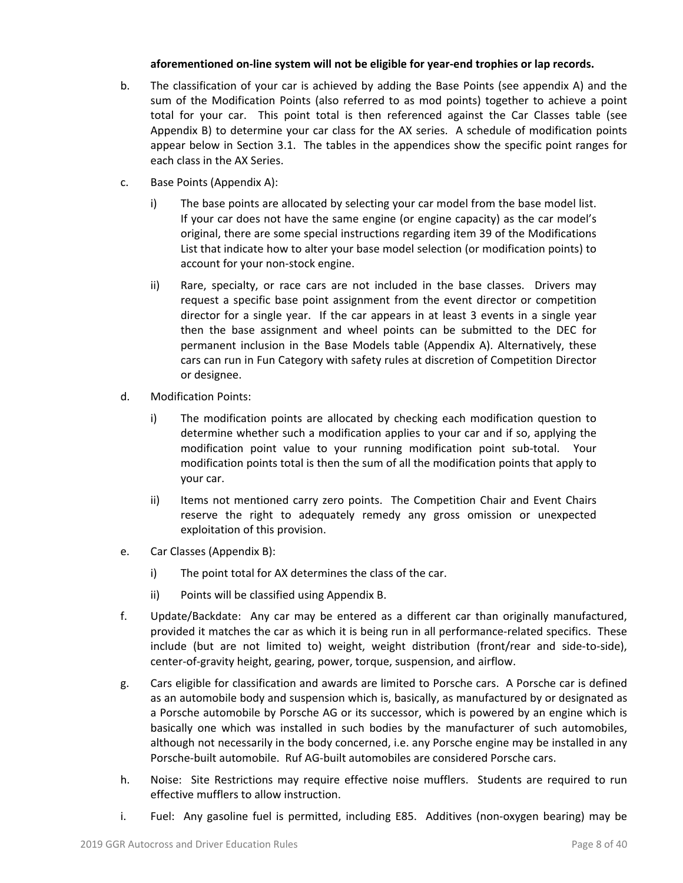**aforementioned on-line system will not be eligible for year-end trophies or lap records.**

b. The classification of your car is achieved by adding the Base Points (see appendix A) and the sum of the Modification Points (also referred to as mod points) together to achieve a point total for your car. This point total is then referenced against the Car Classes table (see Appendix B) to determine your car class for the AX series. A schedule of modification points appear below in Section 3.1. The tables in the appendices show the specific point ranges for each class in the AX Series.

c. Base Points (Appendix A):

   i) The base points are allocated by selecting your car model from the base model list. If your car does not have the same engine (or engine capacity) as the car model's original, there are some special instructions regarding item 39 of the Modifications List that indicate how to alter your base model selection (or modification points) to account for your non-stock engine.

   ii) Rare, specialty, or race cars are not included in the base classes. Drivers may request a specific base point assignment from the event director or competition director for a single year. If the car appears in at least 3 events in a single year then the base assignment and wheel points can be submitted to the DEC for permanent inclusion in the Base Models table (Appendix A). Alternatively, these cars can run in Fun Category with safety rules at discretion of Competition Director or designee.

d. Modification Points:

   i) The modification points are allocated by checking each modification question to determine whether such a modification applies to your car and if so, applying the modification point value to your running modification point sub-total. Your modification points total is then the sum of all the modification points that apply to your car.

   ii) Items not mentioned carry zero points. The Competition Chair and Event Chairs reserve the right to adequately remedy any gross omission or unexpected exploitation of this provision.

e. Car Classes (Appendix B):

   i) The point total for AX determines the class of the car.

   ii) Points will be classified using Appendix B.

f. Update/Backdate: Any car may be entered as a different car than originally manufactured, provided it matches the car as which it is being run in all performance-related specifics. These include (but are not limited to) weight, weight distribution (front/rear and side-to-side), center-of-gravity height, gearing, power, torque, suspension, and airflow.

g. Cars eligible for classification and awards are limited to Porsche cars. A Porsche car is defined as an automobile body and suspension which is, basically, as manufactured by or designated as a Porsche automobile by Porsche AG or its successor, which is powered by an engine which is basically one which was installed in such bodies by the manufacturer of such automobiles, although not necessarily in the body concerned, i.e. any Porsche engine may be installed in any Porsche-built automobile. Ruf AG-built automobiles are considered Porsche cars.

h. Noise: Site Restrictions may require effective noise mufflers. Students are required to run effective mufflers to allow instruction.

i. Fuel: Any gasoline fuel is permitted, including E85. Additives (non-oxygen bearing) may be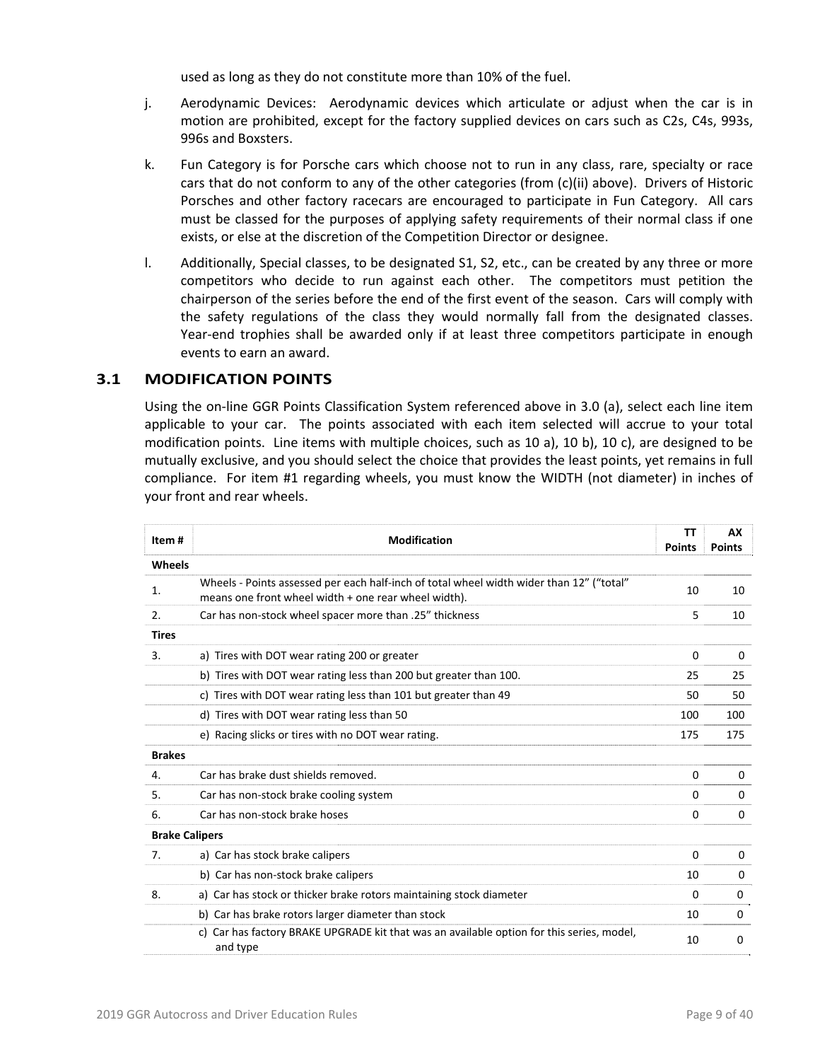used as long as they do not constitute more than 10% of the fuel.

j. Aerodynamic Devices: Aerodynamic devices which articulate or adjust when the car is in motion are prohibited, except for the factory supplied devices on cars such as C2s, C4s, 993s, 996s and Boxsters.

k. Fun Category is for Porsche cars which choose not to run in any class, rare, specialty or race cars that do not conform to any of the other categories (from (c)(ii) above). Drivers of Historic Porsches and other factory racecars are encouraged to participate in Fun Category. All cars must be classed for the purposes of applying safety requirements of their normal class if one exists, or else at the discretion of the Competition Director or designee.

l. Additionally, Special classes, to be designated S1, S2, etc., can be created by any three or more competitors who decide to run against each other. The competitors must petition the chairperson of the series before the end of the first event of the season. Cars will comply with the safety regulations of the class they would normally fall from the designated classes. Year-end trophies shall be awarded only if at least three competitors participate in enough events to earn an award.

## 3.1 MODIFICATION POINTS

Using the on-line GGR Points Classification System referenced above in 3.0 (a), select each line item applicable to your car. The points associated with each item selected will accrue to your total modification points. Line items with multiple choices, such as 10 a), 10 b), 10 c), are designed to be mutually exclusive, and you should select the choice that provides the least points, yet remains in full compliance. For item #1 regarding wheels, you must know the WIDTH (not diameter) in inches of your front and rear wheels.

| Item # | Modification | TT Points | AX Points |
|---|---|---|---|
| **Wheels** | | | |
| 1. | Wheels - Points assessed per each half-inch of total wheel width wider than 12" ("total" means one front wheel width + one rear wheel width). | 10 | 10 |
| 2. | Car has non-stock wheel spacer more than .25" thickness | 5 | 10 |
| **Tires** | | | |
| 3. | a) Tires with DOT wear rating 200 or greater | 0 | 0 |
| | b) Tires with DOT wear rating less than 200 but greater than 100. | 25 | 25 |
| | c) Tires with DOT wear rating less than 101 but greater than 49 | 50 | 50 |
| | d) Tires with DOT wear rating less than 50 | 100 | 100 |
| | e) Racing slicks or tires with no DOT wear rating. | 175 | 175 |
| **Brakes** | | | |
| 4. | Car has brake dust shields removed. | 0 | 0 |
| 5. | Car has non-stock brake cooling system | 0 | 0 |
| 6. | Car has non-stock brake hoses | 0 | 0 |
| **Brake Calipers** | | | |
| 7. | a) Car has stock brake calipers | 0 | 0 |
| | b) Car has non-stock brake calipers | 10 | 0 |
| 8. | a) Car has stock or thicker brake rotors maintaining stock diameter | 0 | 0 |
| | b) Car has brake rotors larger diameter than stock | 10 | 0 |
| | c) Car has factory BRAKE UPGRADE kit that was an available option for this series, model, and type | 10 | 0 |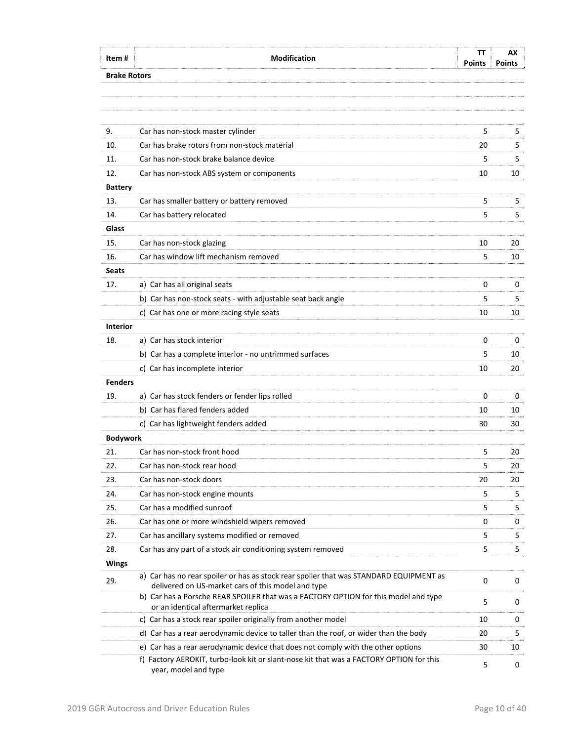| Item # | Modification | TT Points | AX Points |
|---|---|---|---|
| **Brake Rotors** | | | |
| | | | |
| | | | |
| 9. | Car has non-stock master cylinder | 5 | 5 |
| 10. | Car has brake rotors from non-stock material | 20 | 5 |
| 11. | Car has non-stock brake balance device | 5 | 5 |
| 12. | Car has non-stock ABS system or components | 10 | 10 |
| **Battery** | | | |
| 13. | Car has smaller battery or battery removed | 5 | 5 |
| 14. | Car has battery relocated | 5 | 5 |
| **Glass** | | | |
| 15. | Car has non-stock glazing | 10 | 20 |
| 16. | Car has window lift mechanism removed | 5 | 10 |
| **Seats** | | | |
| 17. | a) Car has all original seats | 0 | 0 |
| | b) Car has non-stock seats - with adjustable seat back angle | 5 | 5 |
| | c) Car has one or more racing style seats | 10 | 10 |
| **Interior** | | | |
| 18. | a) Car has stock interior | 0 | 0 |
| | b) Car has a complete interior - no untrimmed surfaces | 5 | 10 |
| | c) Car has incomplete interior | 10 | 20 |
| **Fenders** | | | |
| 19. | a) Car has stock fenders or fender lips rolled | 0 | 0 |
| | b) Car has flared fenders added | 10 | 10 |
| | c) Car has lightweight fenders added | 30 | 30 |
| **Bodywork** | | | |
| 21. | Car has non-stock front hood | 5 | 20 |
| 22. | Car has non-stock rear hood | 5 | 20 |
| 23. | Car has non-stock doors | 20 | 20 |
| 24. | Car has non-stock engine mounts | 5 | 5 |
| 25. | Car has a modified sunroof | 5 | 5 |
| 26. | Car has one or more windshield wipers removed | 0 | 0 |
| 27. | Car has ancillary systems modified or removed | 5 | 5 |
| 28. | Car has any part of a stock air conditioning system removed | 5 | 5 |
| **Wings** | | | |
| 29. | a) Car has no rear spoiler or has as stock rear spoiler that was STANDARD EQUIPMENT as delivered on US-market cars of this model and type | 0 | 0 |
| | b) Car has a Porsche REAR SPOILER that was a FACTORY OPTION for this model and type or an identical aftermarket replica | 5 | 0 |
| | c) Car has a stock rear spoiler originally from another model | 10 | 0 |
| | d) Car has a rear aerodynamic device to taller than the roof, or wider than the body | 20 | 5 |
| | e) Car has a rear aerodynamic device that does not comply with the other options | 30 | 10 |
| | f) Factory AEROKIT, turbo-look kit or slant-nose kit that was a FACTORY OPTION for this year, model and type | 5 | 0 |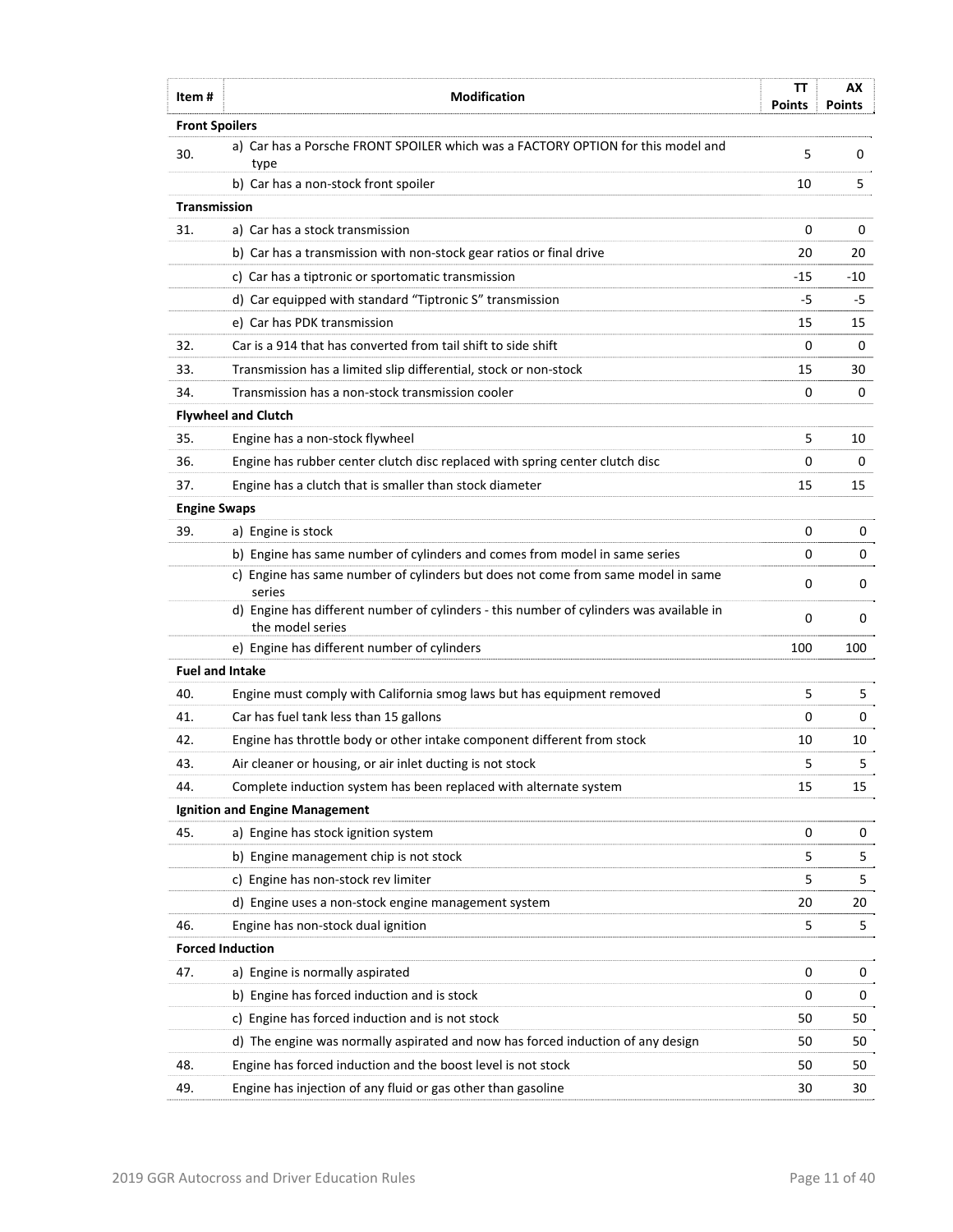| Item # | Modification | TT Points | AX Points |
|---|---|---|---|
| **Front Spoilers** | | | |
| 30. | a) Car has a Porsche FRONT SPOILER which was a FACTORY OPTION for this model and type | 5 | 0 |
| | b) Car has a non-stock front spoiler | 10 | 5 |
| **Transmission** | | | |
| 31. | a) Car has a stock transmission | 0 | 0 |
| | b) Car has a transmission with non-stock gear ratios or final drive | 20 | 20 |
| | c) Car has a tiptronic or sportomatic transmission | -15 | -10 |
| | d) Car equipped with standard "Tiptronic S" transmission | -5 | -5 |
| | e) Car has PDK transmission | 15 | 15 |
| 32. | Car is a 914 that has converted from tail shift to side shift | 0 | 0 |
| 33. | Transmission has a limited slip differential, stock or non-stock | 15 | 30 |
| 34. | Transmission has a non-stock transmission cooler | 0 | 0 |
| **Flywheel and Clutch** | | | |
| 35. | Engine has a non-stock flywheel | 5 | 10 |
| 36. | Engine has rubber center clutch disc replaced with spring center clutch disc | 0 | 0 |
| 37. | Engine has a clutch that is smaller than stock diameter | 15 | 15 |
| **Engine Swaps** | | | |
| 39. | a) Engine is stock | 0 | 0 |
| | b) Engine has same number of cylinders and comes from model in same series | 0 | 0 |
| | c) Engine has same number of cylinders but does not come from same model in same series | 0 | 0 |
| | d) Engine has different number of cylinders - this number of cylinders was available in the model series | 0 | 0 |
| | e) Engine has different number of cylinders | 100 | 100 |
| **Fuel and Intake** | | | |
| 40. | Engine must comply with California smog laws but has equipment removed | 5 | 5 |
| 41. | Car has fuel tank less than 15 gallons | 0 | 0 |
| 42. | Engine has throttle body or other intake component different from stock | 10 | 10 |
| 43. | Air cleaner or housing, or air inlet ducting is not stock | 5 | 5 |
| 44. | Complete induction system has been replaced with alternate system | 15 | 15 |
| **Ignition and Engine Management** | | | |
| 45. | a) Engine has stock ignition system | 0 | 0 |
| | b) Engine management chip is not stock | 5 | 5 |
| | c) Engine has non-stock rev limiter | 5 | 5 |
| | d) Engine uses a non-stock engine management system | 20 | 20 |
| 46. | Engine has non-stock dual ignition | 5 | 5 |
| **Forced Induction** | | | |
| 47. | a) Engine is normally aspirated | 0 | 0 |
| | b) Engine has forced induction and is stock | 0 | 0 |
| | c) Engine has forced induction and is not stock | 50 | 50 |
| | d) The engine was normally aspirated and now has forced induction of any design | 50 | 50 |
| 48. | Engine has forced induction and the boost level is not stock | 50 | 50 |
| 49. | Engine has injection of any fluid or gas other than gasoline | 30 | 30 |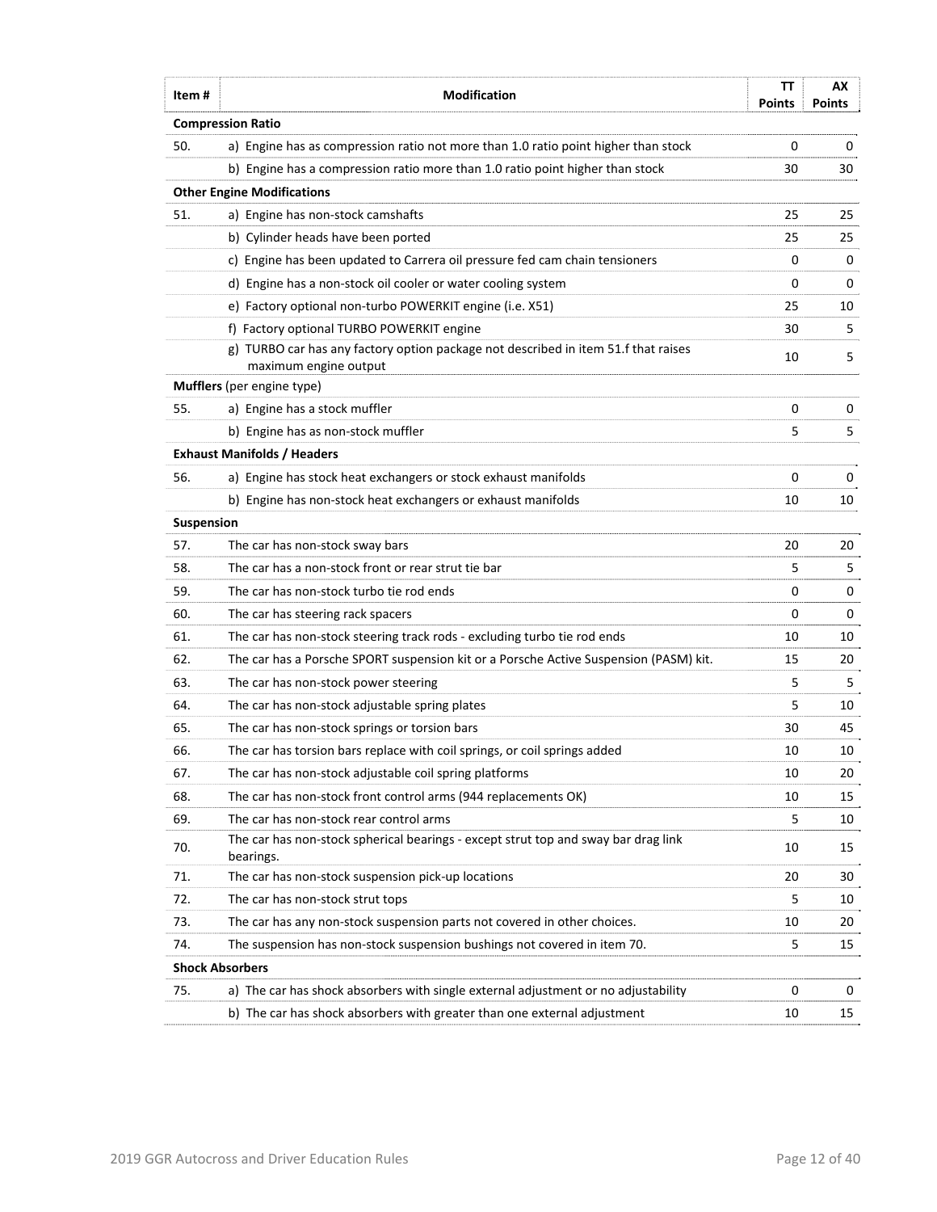| Item # | Modification | TT Points | AX Points |
|---|---|---|---|
| **Compression Ratio** | | | |
| 50. | a) Engine has as compression ratio not more than 1.0 ratio point higher than stock | 0 | 0 |
| | b) Engine has a compression ratio more than 1.0 ratio point higher than stock | 30 | 30 |
| **Other Engine Modifications** | | | |
| 51. | a) Engine has non-stock camshafts | 25 | 25 |
| | b) Cylinder heads have been ported | 25 | 25 |
| | c) Engine has been updated to Carrera oil pressure fed cam chain tensioners | 0 | 0 |
| | d) Engine has a non-stock oil cooler or water cooling system | 0 | 0 |
| | e) Factory optional non-turbo POWERKIT engine (i.e. X51) | 25 | 10 |
| | f) Factory optional TURBO POWERKIT engine | 30 | 5 |
| | g) TURBO car has any factory option package not described in item 51.f that raises maximum engine output | 10 | 5 |
| **Mufflers** (per engine type) | | | |
| 55. | a) Engine has a stock muffler | 0 | 0 |
| | b) Engine has as non-stock muffler | 5 | 5 |
| **Exhaust Manifolds / Headers** | | | |
| 56. | a) Engine has stock heat exchangers or stock exhaust manifolds | 0 | 0 |
| | b) Engine has non-stock heat exchangers or exhaust manifolds | 10 | 10 |
| **Suspension** | | | |
| 57. | The car has non-stock sway bars | 20 | 20 |
| 58. | The car has a non-stock front or rear strut tie bar | 5 | 5 |
| 59. | The car has non-stock turbo tie rod ends | 0 | 0 |
| 60. | The car has steering rack spacers | 0 | 0 |
| 61. | The car has non-stock steering track rods - excluding turbo tie rod ends | 10 | 10 |
| 62. | The car has a Porsche SPORT suspension kit or a Porsche Active Suspension (PASM) kit. | 15 | 20 |
| 63. | The car has non-stock power steering | 5 | 5 |
| 64. | The car has non-stock adjustable spring plates | 5 | 10 |
| 65. | The car has non-stock springs or torsion bars | 30 | 45 |
| 66. | The car has torsion bars replace with coil springs, or coil springs added | 10 | 10 |
| 67. | The car has non-stock adjustable coil spring platforms | 10 | 20 |
| 68. | The car has non-stock front control arms (944 replacements OK) | 10 | 15 |
| 69. | The car has non-stock rear control arms | 5 | 10 |
| 70. | The car has non-stock spherical bearings - except strut top and sway bar drag link bearings. | 10 | 15 |
| 71. | The car has non-stock suspension pick-up locations | 20 | 30 |
| 72. | The car has non-stock strut tops | 5 | 10 |
| 73. | The car has any non-stock suspension parts not covered in other choices. | 10 | 20 |
| 74. | The suspension has non-stock suspension bushings not covered in item 70. | 5 | 15 |
| **Shock Absorbers** | | | |
| 75. | a) The car has shock absorbers with single external adjustment or no adjustability | 0 | 0 |
| | b) The car has shock absorbers with greater than one external adjustment | 10 | 15 |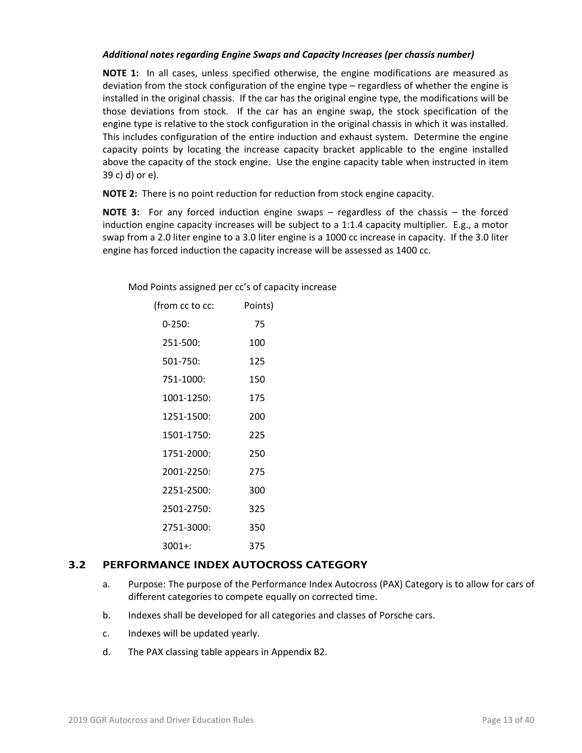*Additional notes regarding Engine Swaps and Capacity Increases (per chassis number)*

**NOTE 1:** In all cases, unless specified otherwise, the engine modifications are measured as deviation from the stock configuration of the engine type – regardless of whether the engine is installed in the original chassis. If the car has the original engine type, the modifications will be those deviations from stock. If the car has an engine swap, the stock specification of the engine type is relative to the stock configuration in the original chassis in which it was installed. This includes configuration of the entire induction and exhaust system. Determine the engine capacity points by locating the increase capacity bracket applicable to the engine installed above the capacity of the stock engine. Use the engine capacity table when instructed in item 39 c) d) or e).

**NOTE 2:** There is no point reduction for reduction from stock engine capacity.

**NOTE 3:** For any forced induction engine swaps – regardless of the chassis – the forced induction engine capacity increases will be subject to a 1:1.4 capacity multiplier. E.g., a motor swap from a 2.0 liter engine to a 3.0 liter engine is a 1000 cc increase in capacity. If the 3.0 liter engine has forced induction the capacity increase will be assessed as 1400 cc.

Mod Points assigned per cc's of capacity increase

| (from cc to cc: | Points) |
|---|---|
| 0-250: | 75 |
| 251-500: | 100 |
| 501-750: | 125 |
| 751-1000: | 150 |
| 1001-1250: | 175 |
| 1251-1500: | 200 |
| 1501-1750: | 225 |
| 1751-2000: | 250 |
| 2001-2250: | 275 |
| 2251-2500: | 300 |
| 2501-2750: | 325 |
| 2751-3000: | 350 |
| 3001+: | 375 |

## 3.2 PERFORMANCE INDEX AUTOCROSS CATEGORY

a. Purpose: The purpose of the Performance Index Autocross (PAX) Category is to allow for cars of different categories to compete equally on corrected time.

b. Indexes shall be developed for all categories and classes of Porsche cars.

c. Indexes will be updated yearly.

d. The PAX classing table appears in Appendix B2.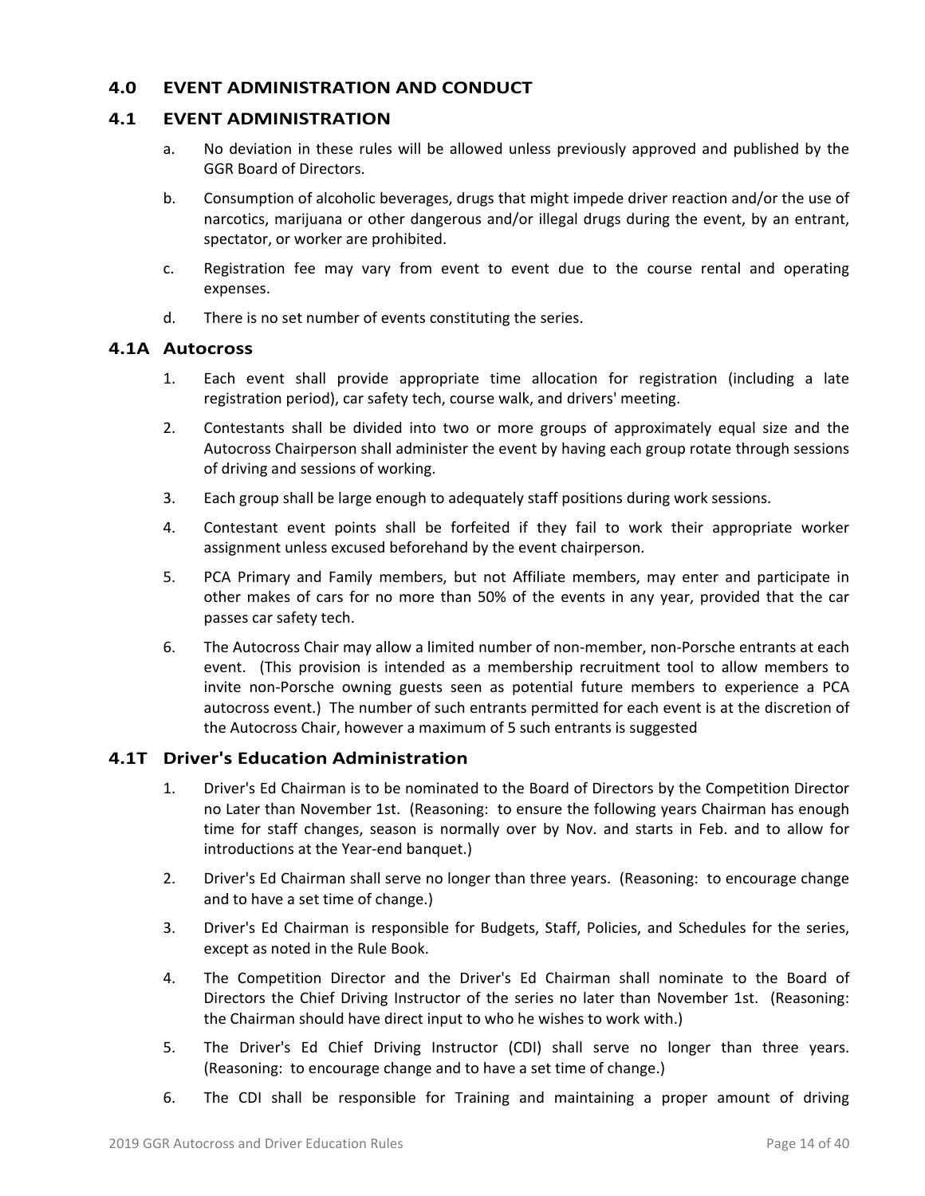## 4.0 EVENT ADMINISTRATION AND CONDUCT

### 4.1 EVENT ADMINISTRATION

a. No deviation in these rules will be allowed unless previously approved and published by the GGR Board of Directors.

b. Consumption of alcoholic beverages, drugs that might impede driver reaction and/or the use of narcotics, marijuana or other dangerous and/or illegal drugs during the event, by an entrant, spectator, or worker are prohibited.

c. Registration fee may vary from event to event due to the course rental and operating expenses.

d. There is no set number of events constituting the series.

### 4.1A Autocross

1. Each event shall provide appropriate time allocation for registration (including a late registration period), car safety tech, course walk, and drivers' meeting.
2. Contestants shall be divided into two or more groups of approximately equal size and the Autocross Chairperson shall administer the event by having each group rotate through sessions of driving and sessions of working.
3. Each group shall be large enough to adequately staff positions during work sessions.
4. Contestant event points shall be forfeited if they fail to work their appropriate worker assignment unless excused beforehand by the event chairperson.
5. PCA Primary and Family members, but not Affiliate members, may enter and participate in other makes of cars for no more than 50% of the events in any year, provided that the car passes car safety tech.
6. The Autocross Chair may allow a limited number of non-member, non-Porsche entrants at each event. (This provision is intended as a membership recruitment tool to allow members to invite non-Porsche owning guests seen as potential future members to experience a PCA autocross event.) The number of such entrants permitted for each event is at the discretion of the Autocross Chair, however a maximum of 5 such entrants is suggested

### 4.1T Driver's Education Administration

1. Driver's Ed Chairman is to be nominated to the Board of Directors by the Competition Director no Later than November 1st. (Reasoning: to ensure the following years Chairman has enough time for staff changes, season is normally over by Nov. and starts in Feb. and to allow for introductions at the Year-end banquet.)
2. Driver's Ed Chairman shall serve no longer than three years. (Reasoning: to encourage change and to have a set time of change.)
3. Driver's Ed Chairman is responsible for Budgets, Staff, Policies, and Schedules for the series, except as noted in the Rule Book.
4. The Competition Director and the Driver's Ed Chairman shall nominate to the Board of Directors the Chief Driving Instructor of the series no later than November 1st. (Reasoning: the Chairman should have direct input to who he wishes to work with.)
5. The Driver's Ed Chief Driving Instructor (CDI) shall serve no longer than three years. (Reasoning: to encourage change and to have a set time of change.)
6. The CDI shall be responsible for Training and maintaining a proper amount of driving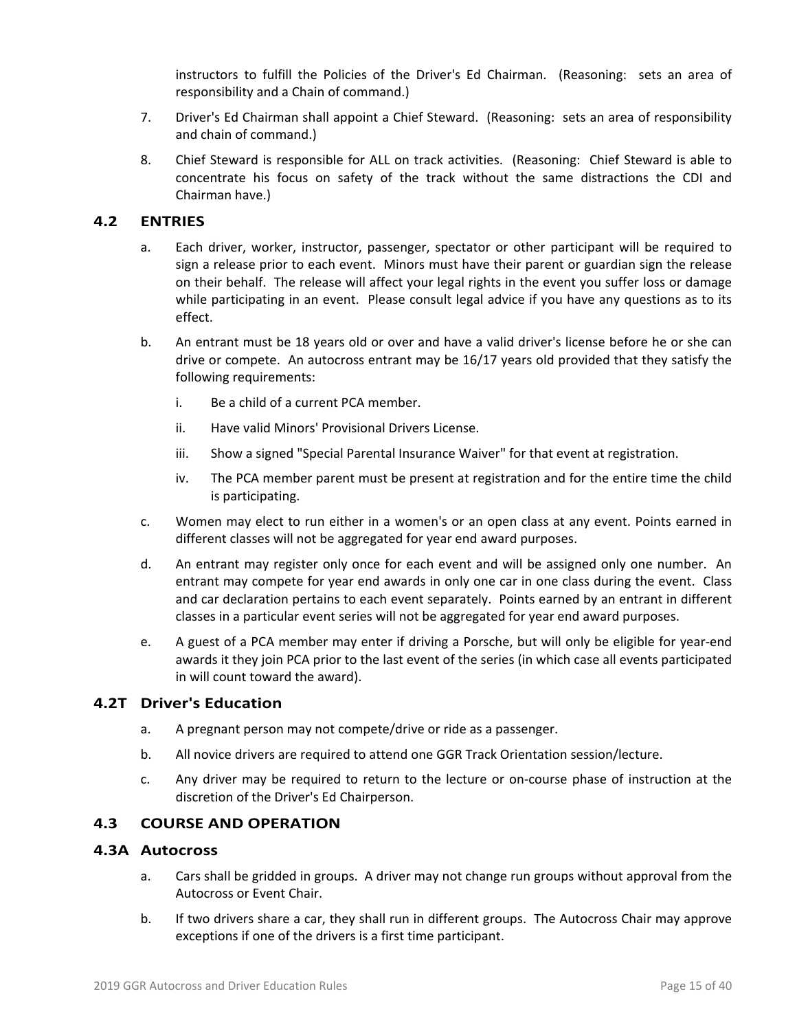instructors to fulfill the Policies of the Driver's Ed Chairman. (Reasoning: sets an area of responsibility and a Chain of command.)

7. Driver's Ed Chairman shall appoint a Chief Steward. (Reasoning: sets an area of responsibility and chain of command.)

8. Chief Steward is responsible for ALL on track activities. (Reasoning: Chief Steward is able to concentrate his focus on safety of the track without the same distractions the CDI and Chairman have.)

## 4.2 ENTRIES

a. Each driver, worker, instructor, passenger, spectator or other participant will be required to sign a release prior to each event. Minors must have their parent or guardian sign the release on their behalf. The release will affect your legal rights in the event you suffer loss or damage while participating in an event. Please consult legal advice if you have any questions as to its effect.

b. An entrant must be 18 years old or over and have a valid driver's license before he or she can drive or compete. An autocross entrant may be 16/17 years old provided that they satisfy the following requirements:

   i. Be a child of a current PCA member.

   ii. Have valid Minors' Provisional Drivers License.

   iii. Show a signed "Special Parental Insurance Waiver" for that event at registration.

   iv. The PCA member parent must be present at registration and for the entire time the child is participating.

c. Women may elect to run either in a women's or an open class at any event. Points earned in different classes will not be aggregated for year end award purposes.

d. An entrant may register only once for each event and will be assigned only one number. An entrant may compete for year end awards in only one car in one class during the event. Class and car declaration pertains to each event separately. Points earned by an entrant in different classes in a particular event series will not be aggregated for year end award purposes.

e. A guest of a PCA member may enter if driving a Porsche, but will only be eligible for year-end awards it they join PCA prior to the last event of the series (in which case all events participated in will count toward the award).

## 4.2T Driver's Education

a. A pregnant person may not compete/drive or ride as a passenger.

b. All novice drivers are required to attend one GGR Track Orientation session/lecture.

c. Any driver may be required to return to the lecture or on-course phase of instruction at the discretion of the Driver's Ed Chairperson.

## 4.3 COURSE AND OPERATION

### 4.3A Autocross

a. Cars shall be gridded in groups. A driver may not change run groups without approval from the Autocross or Event Chair.

b. If two drivers share a car, they shall run in different groups. The Autocross Chair may approve exceptions if one of the drivers is a first time participant.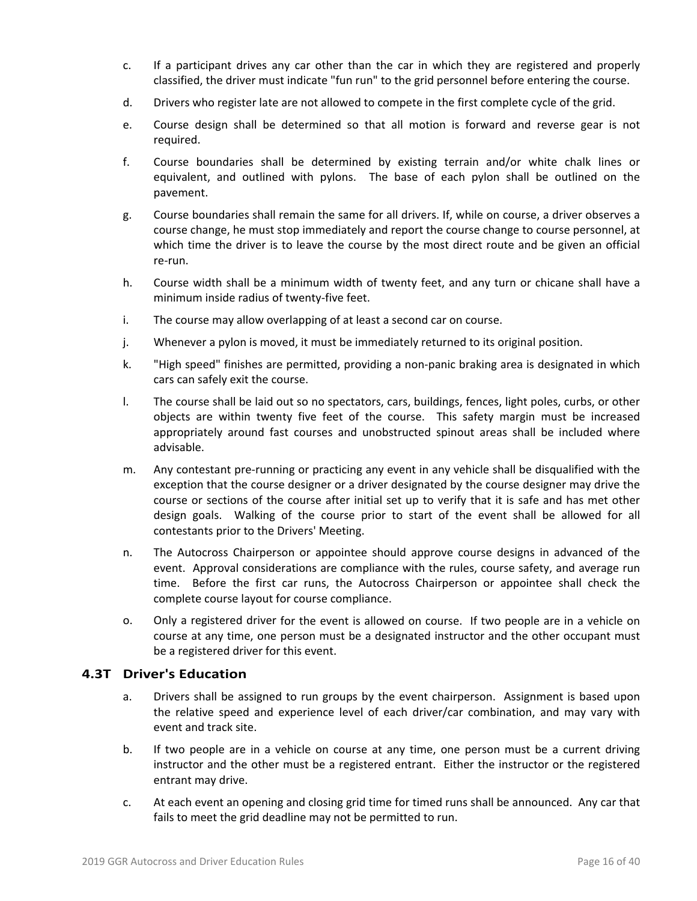c. If a participant drives any car other than the car in which they are registered and properly classified, the driver must indicate "fun run" to the grid personnel before entering the course.

d. Drivers who register late are not allowed to compete in the first complete cycle of the grid.

e. Course design shall be determined so that all motion is forward and reverse gear is not required.

f. Course boundaries shall be determined by existing terrain and/or white chalk lines or equivalent, and outlined with pylons. The base of each pylon shall be outlined on the pavement.

g. Course boundaries shall remain the same for all drivers. If, while on course, a driver observes a course change, he must stop immediately and report the course change to course personnel, at which time the driver is to leave the course by the most direct route and be given an official re-run.

h. Course width shall be a minimum width of twenty feet, and any turn or chicane shall have a minimum inside radius of twenty-five feet.

i. The course may allow overlapping of at least a second car on course.

j. Whenever a pylon is moved, it must be immediately returned to its original position.

k. "High speed" finishes are permitted, providing a non-panic braking area is designated in which cars can safely exit the course.

l. The course shall be laid out so no spectators, cars, buildings, fences, light poles, curbs, or other objects are within twenty five feet of the course. This safety margin must be increased appropriately around fast courses and unobstructed spinout areas shall be included where advisable.

m. Any contestant pre-running or practicing any event in any vehicle shall be disqualified with the exception that the course designer or a driver designated by the course designer may drive the course or sections of the course after initial set up to verify that it is safe and has met other design goals. Walking of the course prior to start of the event shall be allowed for all contestants prior to the Drivers' Meeting.

n. The Autocross Chairperson or appointee should approve course designs in advanced of the event. Approval considerations are compliance with the rules, course safety, and average run time. Before the first car runs, the Autocross Chairperson or appointee shall check the complete course layout for course compliance.

o. Only a registered driver for the event is allowed on course. If two people are in a vehicle on course at any time, one person must be a designated instructor and the other occupant must be a registered driver for this event.

## 4.3T Driver's Education

a. Drivers shall be assigned to run groups by the event chairperson. Assignment is based upon the relative speed and experience level of each driver/car combination, and may vary with event and track site.

b. If two people are in a vehicle on course at any time, one person must be a current driving instructor and the other must be a registered entrant. Either the instructor or the registered entrant may drive.

c. At each event an opening and closing grid time for timed runs shall be announced. Any car that fails to meet the grid deadline may not be permitted to run.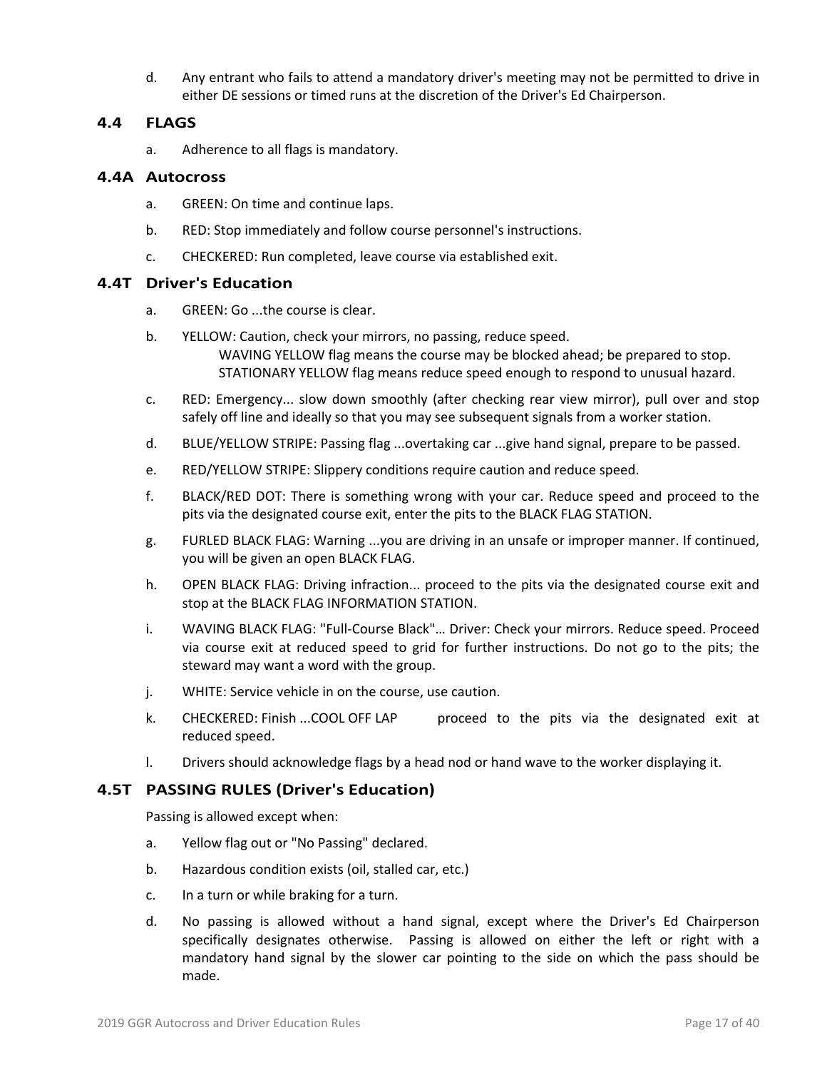d. Any entrant who fails to attend a mandatory driver's meeting may not be permitted to drive in either DE sessions or timed runs at the discretion of the Driver's Ed Chairperson.

## 4.4 FLAGS

a. Adherence to all flags is mandatory.

## 4.4A Autocross

a. GREEN: On time and continue laps.

b. RED: Stop immediately and follow course personnel's instructions.

c. CHECKERED: Run completed, leave course via established exit.

## 4.4T Driver's Education

a. GREEN: Go ...the course is clear.

b. YELLOW: Caution, check your mirrors, no passing, reduce speed.
   WAVING YELLOW flag means the course may be blocked ahead; be prepared to stop.
   STATIONARY YELLOW flag means reduce speed enough to respond to unusual hazard.

c. RED: Emergency... slow down smoothly (after checking rear view mirror), pull over and stop safely off line and ideally so that you may see subsequent signals from a worker station.

d. BLUE/YELLOW STRIPE: Passing flag ...overtaking car ...give hand signal, prepare to be passed.

e. RED/YELLOW STRIPE: Slippery conditions require caution and reduce speed.

f. BLACK/RED DOT: There is something wrong with your car. Reduce speed and proceed to the pits via the designated course exit, enter the pits to the BLACK FLAG STATION.

g. FURLED BLACK FLAG: Warning ...you are driving in an unsafe or improper manner. If continued, you will be given an open BLACK FLAG.

h. OPEN BLACK FLAG: Driving infraction... proceed to the pits via the designated course exit and stop at the BLACK FLAG INFORMATION STATION.

i. WAVING BLACK FLAG: "Full-Course Black"… Driver: Check your mirrors. Reduce speed. Proceed via course exit at reduced speed to grid for further instructions. Do not go to the pits; the steward may want a word with the group.

j. WHITE: Service vehicle in on the course, use caution.

k. CHECKERED: Finish ...COOL OFF LAP proceed to the pits via the designated exit at reduced speed.

l. Drivers should acknowledge flags by a head nod or hand wave to the worker displaying it.

## 4.5T PASSING RULES (Driver's Education)

Passing is allowed except when:

a. Yellow flag out or "No Passing" declared.

b. Hazardous condition exists (oil, stalled car, etc.)

c. In a turn or while braking for a turn.

d. No passing is allowed without a hand signal, except where the Driver's Ed Chairperson specifically designates otherwise. Passing is allowed on either the left or right with a mandatory hand signal by the slower car pointing to the side on which the pass should be made.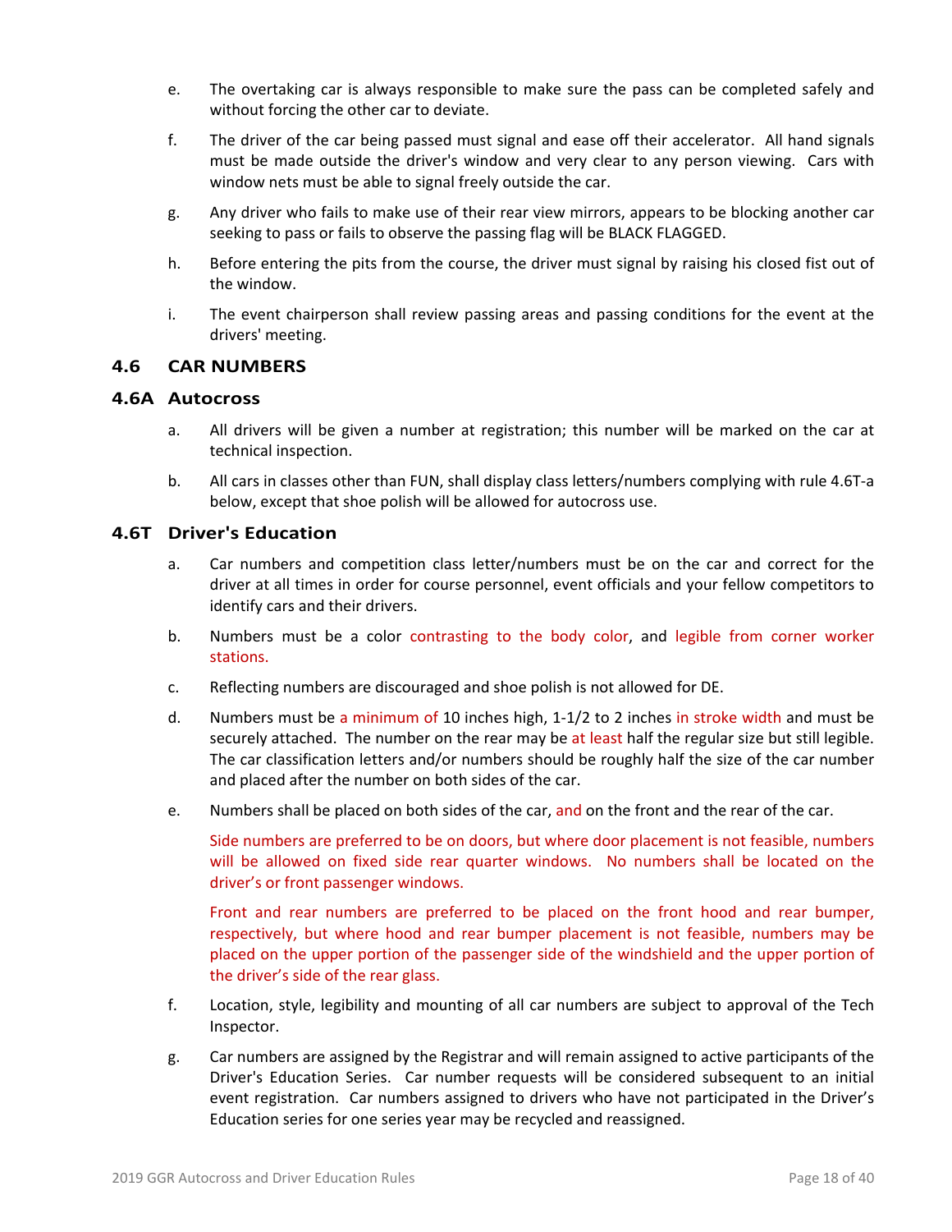e. The overtaking car is always responsible to make sure the pass can be completed safely and without forcing the other car to deviate.

f. The driver of the car being passed must signal and ease off their accelerator. All hand signals must be made outside the driver's window and very clear to any person viewing. Cars with window nets must be able to signal freely outside the car.

g. Any driver who fails to make use of their rear view mirrors, appears to be blocking another car seeking to pass or fails to observe the passing flag will be BLACK FLAGGED.

h. Before entering the pits from the course, the driver must signal by raising his closed fist out of the window.

i. The event chairperson shall review passing areas and passing conditions for the event at the drivers' meeting.

## 4.6 CAR NUMBERS

### 4.6A Autocross

a. All drivers will be given a number at registration; this number will be marked on the car at technical inspection.

b. All cars in classes other than FUN, shall display class letters/numbers complying with rule 4.6T-a below, except that shoe polish will be allowed for autocross use.

### 4.6T Driver's Education

a. Car numbers and competition class letter/numbers must be on the car and correct for the driver at all times in order for course personnel, event officials and your fellow competitors to identify cars and their drivers.

b. Numbers must be a color contrasting to the body color, and legible from corner worker stations.

c. Reflecting numbers are discouraged and shoe polish is not allowed for DE.

d. Numbers must be a minimum of 10 inches high, 1-1/2 to 2 inches in stroke width and must be securely attached. The number on the rear may be at least half the regular size but still legible. The car classification letters and/or numbers should be roughly half the size of the car number and placed after the number on both sides of the car.

e. Numbers shall be placed on both sides of the car, and on the front and the rear of the car.

   Side numbers are preferred to be on doors, but where door placement is not feasible, numbers will be allowed on fixed side rear quarter windows. No numbers shall be located on the driver's or front passenger windows.

   Front and rear numbers are preferred to be placed on the front hood and rear bumper, respectively, but where hood and rear bumper placement is not feasible, numbers may be placed on the upper portion of the passenger side of the windshield and the upper portion of the driver's side of the rear glass.

f. Location, style, legibility and mounting of all car numbers are subject to approval of the Tech Inspector.

g. Car numbers are assigned by the Registrar and will remain assigned to active participants of the Driver's Education Series. Car number requests will be considered subsequent to an initial event registration. Car numbers assigned to drivers who have not participated in the Driver's Education series for one series year may be recycled and reassigned.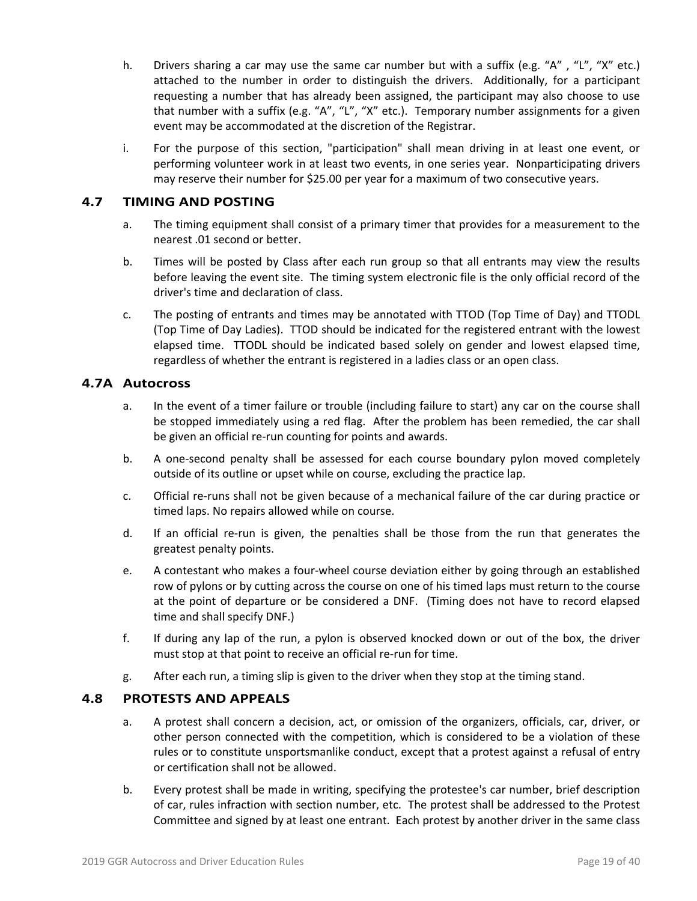h. Drivers sharing a car may use the same car number but with a suffix (e.g. “A” , “L”, “X” etc.) attached to the number in order to distinguish the drivers. Additionally, for a participant requesting a number that has already been assigned, the participant may also choose to use that number with a suffix (e.g. “A”, “L”, “X” etc.). Temporary number assignments for a given event may be accommodated at the discretion of the Registrar.

i. For the purpose of this section, "participation" shall mean driving in at least one event, or performing volunteer work in at least two events, in one series year. Nonparticipating drivers may reserve their number for $25.00 per year for a maximum of two consecutive years.

## 4.7 TIMING AND POSTING

a. The timing equipment shall consist of a primary timer that provides for a measurement to the nearest .01 second or better.

b. Times will be posted by Class after each run group so that all entrants may view the results before leaving the event site. The timing system electronic file is the only official record of the driver's time and declaration of class.

c. The posting of entrants and times may be annotated with TTOD (Top Time of Day) and TTODL (Top Time of Day Ladies). TTOD should be indicated for the registered entrant with the lowest elapsed time. TTODL should be indicated based solely on gender and lowest elapsed time, regardless of whether the entrant is registered in a ladies class or an open class.

## 4.7A Autocross

a. In the event of a timer failure or trouble (including failure to start) any car on the course shall be stopped immediately using a red flag. After the problem has been remedied, the car shall be given an official re-run counting for points and awards.

b. A one-second penalty shall be assessed for each course boundary pylon moved completely outside of its outline or upset while on course, excluding the practice lap.

c. Official re-runs shall not be given because of a mechanical failure of the car during practice or timed laps. No repairs allowed while on course.

d. If an official re-run is given, the penalties shall be those from the run that generates the greatest penalty points.

e. A contestant who makes a four-wheel course deviation either by going through an established row of pylons or by cutting across the course on one of his timed laps must return to the course at the point of departure or be considered a DNF. (Timing does not have to record elapsed time and shall specify DNF.)

f. If during any lap of the run, a pylon is observed knocked down or out of the box, the driver must stop at that point to receive an official re-run for time.

g. After each run, a timing slip is given to the driver when they stop at the timing stand.

## 4.8 PROTESTS AND APPEALS

a. A protest shall concern a decision, act, or omission of the organizers, officials, car, driver, or other person connected with the competition, which is considered to be a violation of these rules or to constitute unsportsmanlike conduct, except that a protest against a refusal of entry or certification shall not be allowed.

b. Every protest shall be made in writing, specifying the protestee's car number, brief description of car, rules infraction with section number, etc. The protest shall be addressed to the Protest Committee and signed by at least one entrant. Each protest by another driver in the same class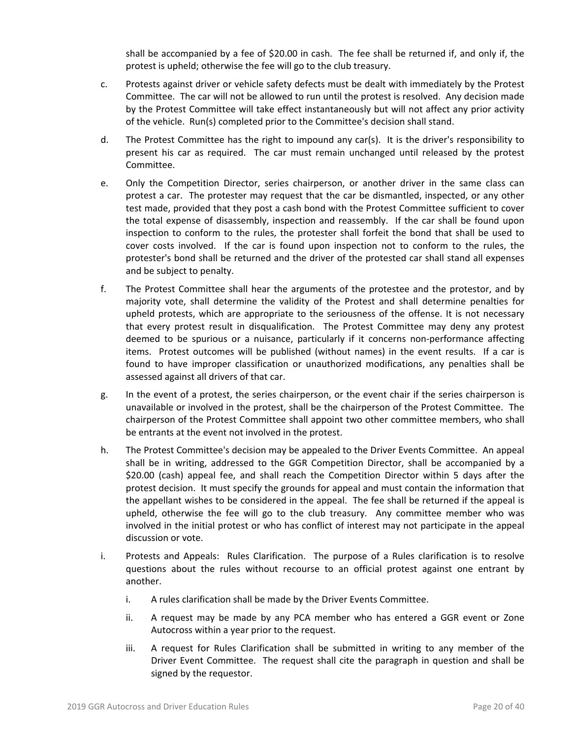shall be accompanied by a fee of $20.00 in cash. The fee shall be returned if, and only if, the protest is upheld; otherwise the fee will go to the club treasury.

c. Protests against driver or vehicle safety defects must be dealt with immediately by the Protest Committee. The car will not be allowed to run until the protest is resolved. Any decision made by the Protest Committee will take effect instantaneously but will not affect any prior activity of the vehicle. Run(s) completed prior to the Committee's decision shall stand.

d. The Protest Committee has the right to impound any car(s). It is the driver's responsibility to present his car as required. The car must remain unchanged until released by the protest Committee.

e. Only the Competition Director, series chairperson, or another driver in the same class can protest a car. The protester may request that the car be dismantled, inspected, or any other test made, provided that they post a cash bond with the Protest Committee sufficient to cover the total expense of disassembly, inspection and reassembly. If the car shall be found upon inspection to conform to the rules, the protester shall forfeit the bond that shall be used to cover costs involved. If the car is found upon inspection not to conform to the rules, the protester's bond shall be returned and the driver of the protested car shall stand all expenses and be subject to penalty.

f. The Protest Committee shall hear the arguments of the protestee and the protestor, and by majority vote, shall determine the validity of the Protest and shall determine penalties for upheld protests, which are appropriate to the seriousness of the offense. It is not necessary that every protest result in disqualification. The Protest Committee may deny any protest deemed to be spurious or a nuisance, particularly if it concerns non-performance affecting items. Protest outcomes will be published (without names) in the event results. If a car is found to have improper classification or unauthorized modifications, any penalties shall be assessed against all drivers of that car.

g. In the event of a protest, the series chairperson, or the event chair if the series chairperson is unavailable or involved in the protest, shall be the chairperson of the Protest Committee. The chairperson of the Protest Committee shall appoint two other committee members, who shall be entrants at the event not involved in the protest.

h. The Protest Committee's decision may be appealed to the Driver Events Committee. An appeal shall be in writing, addressed to the GGR Competition Director, shall be accompanied by a $20.00 (cash) appeal fee, and shall reach the Competition Director within 5 days after the protest decision. It must specify the grounds for appeal and must contain the information that the appellant wishes to be considered in the appeal. The fee shall be returned if the appeal is upheld, otherwise the fee will go to the club treasury. Any committee member who was involved in the initial protest or who has conflict of interest may not participate in the appeal discussion or vote.

i. Protests and Appeals: Rules Clarification. The purpose of a Rules clarification is to resolve questions about the rules without recourse to an official protest against one entrant by another.

   i. A rules clarification shall be made by the Driver Events Committee.

   ii. A request may be made by any PCA member who has entered a GGR event or Zone Autocross within a year prior to the request.

   iii. A request for Rules Clarification shall be submitted in writing to any member of the Driver Event Committee. The request shall cite the paragraph in question and shall be signed by the requestor.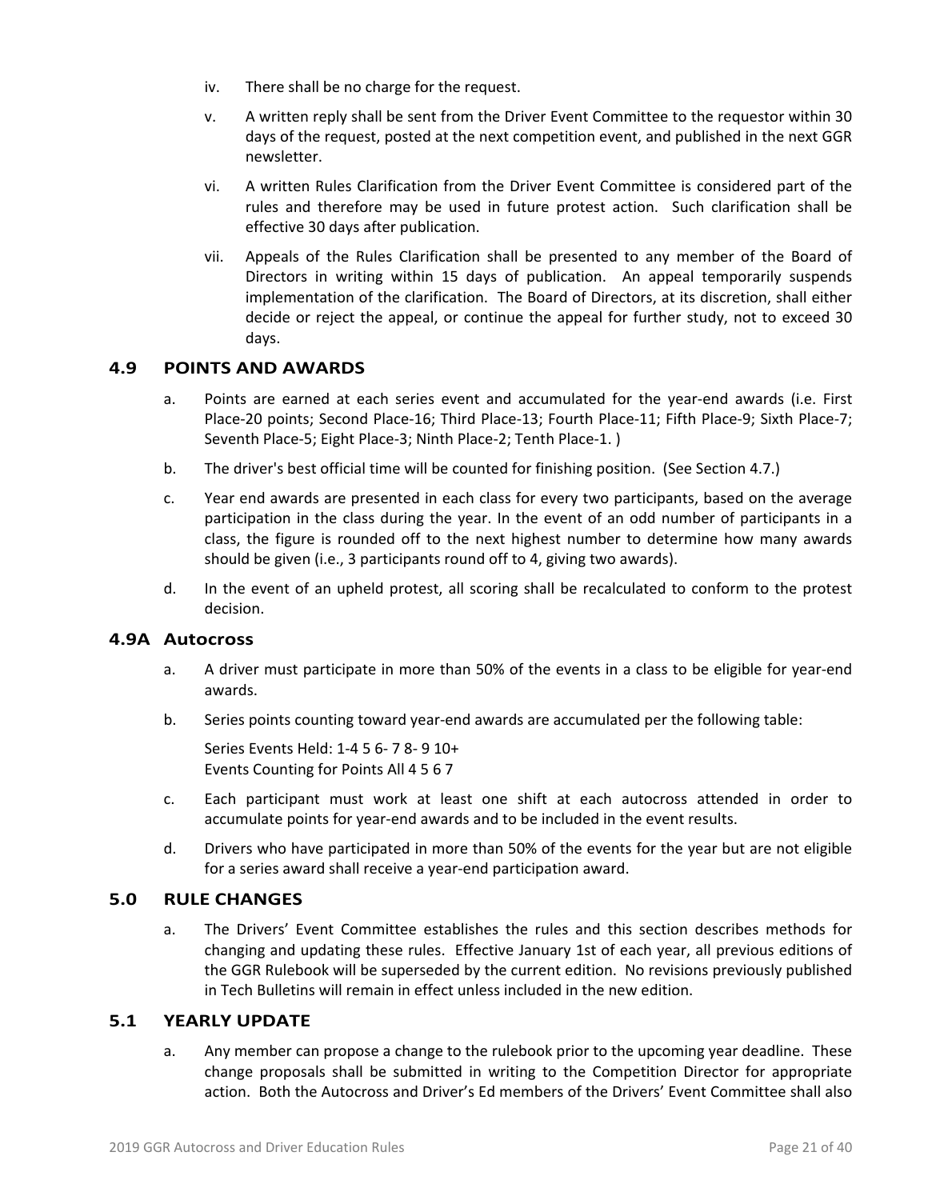iv. There shall be no charge for the request.

v. A written reply shall be sent from the Driver Event Committee to the requestor within 30 days of the request, posted at the next competition event, and published in the next GGR newsletter.

vi. A written Rules Clarification from the Driver Event Committee is considered part of the rules and therefore may be used in future protest action. Such clarification shall be effective 30 days after publication.

vii. Appeals of the Rules Clarification shall be presented to any member of the Board of Directors in writing within 15 days of publication. An appeal temporarily suspends implementation of the clarification. The Board of Directors, at its discretion, shall either decide or reject the appeal, or continue the appeal for further study, not to exceed 30 days.

## 4.9 POINTS AND AWARDS

a. Points are earned at each series event and accumulated for the year-end awards (i.e. First Place-20 points; Second Place-16; Third Place-13; Fourth Place-11; Fifth Place-9; Sixth Place-7; Seventh Place-5; Eight Place-3; Ninth Place-2; Tenth Place-1. )

b. The driver's best official time will be counted for finishing position. (See Section 4.7.)

c. Year end awards are presented in each class for every two participants, based on the average participation in the class during the year. In the event of an odd number of participants in a class, the figure is rounded off to the next highest number to determine how many awards should be given (i.e., 3 participants round off to 4, giving two awards).

d. In the event of an upheld protest, all scoring shall be recalculated to conform to the protest decision.

## 4.9A Autocross

a. A driver must participate in more than 50% of the events in a class to be eligible for year-end awards.

b. Series points counting toward year-end awards are accumulated per the following table:

Series Events Held: 1-4 5 6- 7 8- 9 10+
Events Counting for Points All 4 5 6 7

c. Each participant must work at least one shift at each autocross attended in order to accumulate points for year-end awards and to be included in the event results.

d. Drivers who have participated in more than 50% of the events for the year but are not eligible for a series award shall receive a year-end participation award.

## 5.0 RULE CHANGES

a. The Drivers' Event Committee establishes the rules and this section describes methods for changing and updating these rules. Effective January 1st of each year, all previous editions of the GGR Rulebook will be superseded by the current edition. No revisions previously published in Tech Bulletins will remain in effect unless included in the new edition.

## 5.1 YEARLY UPDATE

a. Any member can propose a change to the rulebook prior to the upcoming year deadline. These change proposals shall be submitted in writing to the Competition Director for appropriate action. Both the Autocross and Driver's Ed members of the Drivers' Event Committee shall also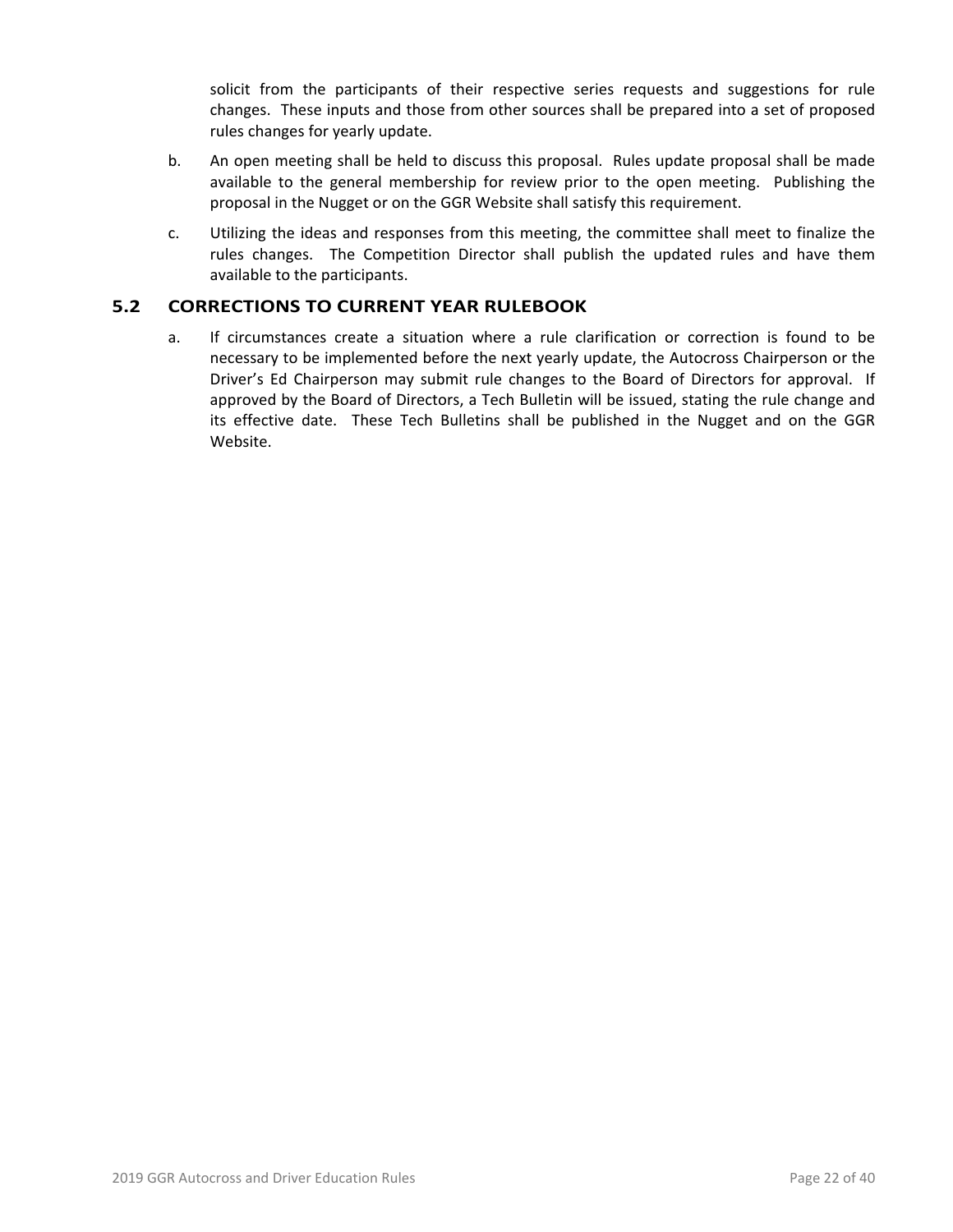solicit from the participants of their respective series requests and suggestions for rule changes. These inputs and those from other sources shall be prepared into a set of proposed rules changes for yearly update.

b. An open meeting shall be held to discuss this proposal. Rules update proposal shall be made available to the general membership for review prior to the open meeting. Publishing the proposal in the Nugget or on the GGR Website shall satisfy this requirement.

c. Utilizing the ideas and responses from this meeting, the committee shall meet to finalize the rules changes. The Competition Director shall publish the updated rules and have them available to the participants.

## 5.2 CORRECTIONS TO CURRENT YEAR RULEBOOK

a. If circumstances create a situation where a rule clarification or correction is found to be necessary to be implemented before the next yearly update, the Autocross Chairperson or the Driver's Ed Chairperson may submit rule changes to the Board of Directors for approval. If approved by the Board of Directors, a Tech Bulletin will be issued, stating the rule change and its effective date. These Tech Bulletins shall be published in the Nugget and on the GGR Website.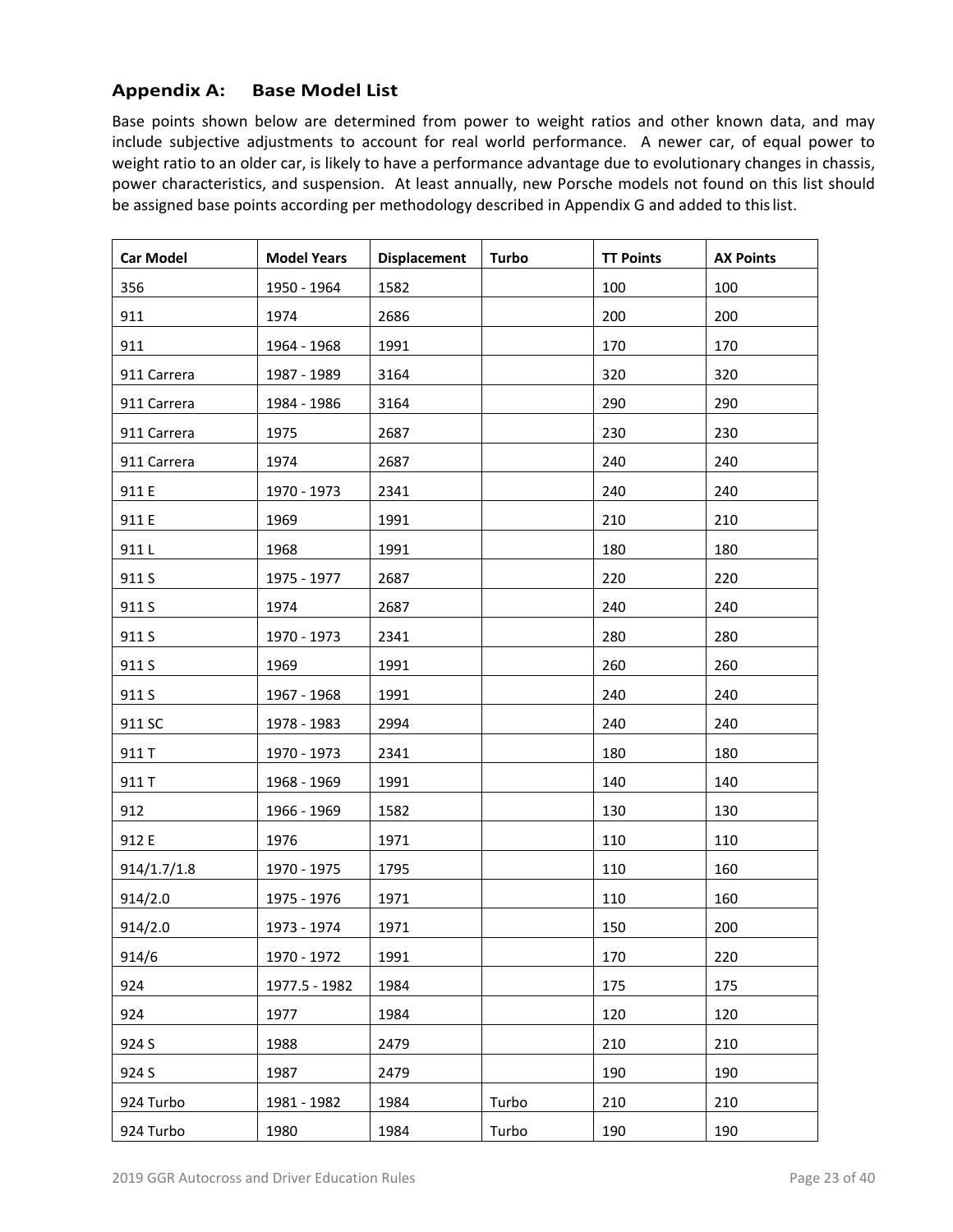## Appendix A: Base Model List

Base points shown below are determined from power to weight ratios and other known data, and may include subjective adjustments to account for real world performance. A newer car, of equal power to weight ratio to an older car, is likely to have a performance advantage due to evolutionary changes in chassis, power characteristics, and suspension. At least annually, new Porsche models not found on this list should be assigned base points according per methodology described in Appendix G and added to this list.

| Car Model | Model Years | Displacement | Turbo | TT Points | AX Points |
|---|---|---|---|---|---|
| 356 | 1950 - 1964 | 1582 | | 100 | 100 |
| 911 | 1974 | 2686 | | 200 | 200 |
| 911 | 1964 - 1968 | 1991 | | 170 | 170 |
| 911 Carrera | 1987 - 1989 | 3164 | | 320 | 320 |
| 911 Carrera | 1984 - 1986 | 3164 | | 290 | 290 |
| 911 Carrera | 1975 | 2687 | | 230 | 230 |
| 911 Carrera | 1974 | 2687 | | 240 | 240 |
| 911 E | 1970 - 1973 | 2341 | | 240 | 240 |
| 911 E | 1969 | 1991 | | 210 | 210 |
| 911 L | 1968 | 1991 | | 180 | 180 |
| 911 S | 1975 - 1977 | 2687 | | 220 | 220 |
| 911 S | 1974 | 2687 | | 240 | 240 |
| 911 S | 1970 - 1973 | 2341 | | 280 | 280 |
| 911 S | 1969 | 1991 | | 260 | 260 |
| 911 S | 1967 - 1968 | 1991 | | 240 | 240 |
| 911 SC | 1978 - 1983 | 2994 | | 240 | 240 |
| 911 T | 1970 - 1973 | 2341 | | 180 | 180 |
| 911 T | 1968 - 1969 | 1991 | | 140 | 140 |
| 912 | 1966 - 1969 | 1582 | | 130 | 130 |
| 912 E | 1976 | 1971 | | 110 | 110 |
| 914/1.7/1.8 | 1970 - 1975 | 1795 | | 110 | 160 |
| 914/2.0 | 1975 - 1976 | 1971 | | 110 | 160 |
| 914/2.0 | 1973 - 1974 | 1971 | | 150 | 200 |
| 914/6 | 1970 - 1972 | 1991 | | 170 | 220 |
| 924 | 1977.5 - 1982 | 1984 | | 175 | 175 |
| 924 | 1977 | 1984 | | 120 | 120 |
| 924 S | 1988 | 2479 | | 210 | 210 |
| 924 S | 1987 | 2479 | | 190 | 190 |
| 924 Turbo | 1981 - 1982 | 1984 | Turbo | 210 | 210 |
| 924 Turbo | 1980 | 1984 | Turbo | 190 | 190 |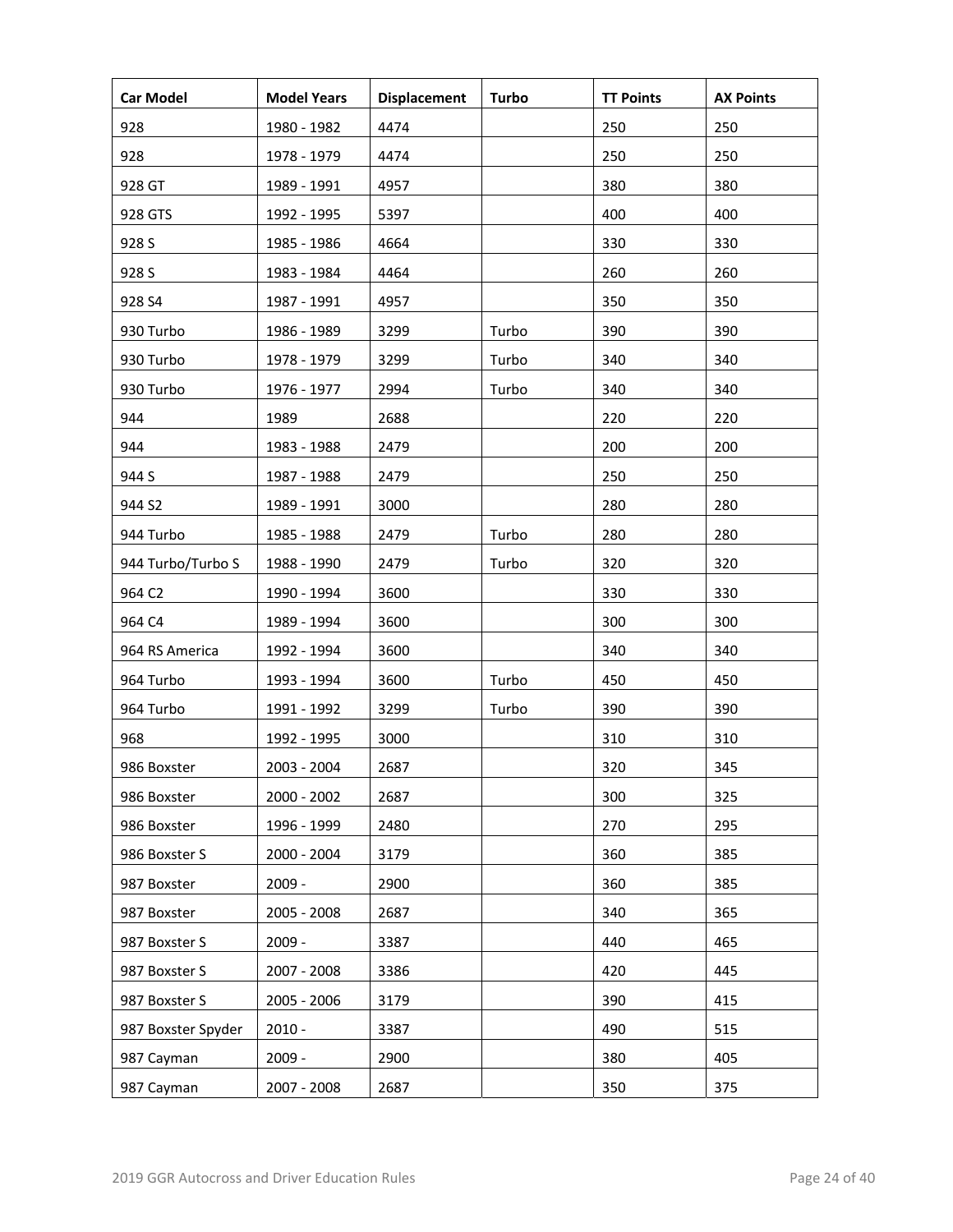| Car Model | Model Years | Displacement | Turbo | TT Points | AX Points |
|---|---|---|---|---|---|
| 928 | 1980 - 1982 | 4474 | | 250 | 250 |
| 928 | 1978 - 1979 | 4474 | | 250 | 250 |
| 928 GT | 1989 - 1991 | 4957 | | 380 | 380 |
| 928 GTS | 1992 - 1995 | 5397 | | 400 | 400 |
| 928 S | 1985 - 1986 | 4664 | | 330 | 330 |
| 928 S | 1983 - 1984 | 4464 | | 260 | 260 |
| 928 S4 | 1987 - 1991 | 4957 | | 350 | 350 |
| 930 Turbo | 1986 - 1989 | 3299 | Turbo | 390 | 390 |
| 930 Turbo | 1978 - 1979 | 3299 | Turbo | 340 | 340 |
| 930 Turbo | 1976 - 1977 | 2994 | Turbo | 340 | 340 |
| 944 | 1989 | 2688 | | 220 | 220 |
| 944 | 1983 - 1988 | 2479 | | 200 | 200 |
| 944 S | 1987 - 1988 | 2479 | | 250 | 250 |
| 944 S2 | 1989 - 1991 | 3000 | | 280 | 280 |
| 944 Turbo | 1985 - 1988 | 2479 | Turbo | 280 | 280 |
| 944 Turbo/Turbo S | 1988 - 1990 | 2479 | Turbo | 320 | 320 |
| 964 C2 | 1990 - 1994 | 3600 | | 330 | 330 |
| 964 C4 | 1989 - 1994 | 3600 | | 300 | 300 |
| 964 RS America | 1992 - 1994 | 3600 | | 340 | 340 |
| 964 Turbo | 1993 - 1994 | 3600 | Turbo | 450 | 450 |
| 964 Turbo | 1991 - 1992 | 3299 | Turbo | 390 | 390 |
| 968 | 1992 - 1995 | 3000 | | 310 | 310 |
| 986 Boxster | 2003 - 2004 | 2687 | | 320 | 345 |
| 986 Boxster | 2000 - 2002 | 2687 | | 300 | 325 |
| 986 Boxster | 1996 - 1999 | 2480 | | 270 | 295 |
| 986 Boxster S | 2000 - 2004 | 3179 | | 360 | 385 |
| 987 Boxster | 2009 - | 2900 | | 360 | 385 |
| 987 Boxster | 2005 - 2008 | 2687 | | 340 | 365 |
| 987 Boxster S | 2009 - | 3387 | | 440 | 465 |
| 987 Boxster S | 2007 - 2008 | 3386 | | 420 | 445 |
| 987 Boxster S | 2005 - 2006 | 3179 | | 390 | 415 |
| 987 Boxster Spyder | 2010 - | 3387 | | 490 | 515 |
| 987 Cayman | 2009 - | 2900 | | 380 | 405 |
| 987 Cayman | 2007 - 2008 | 2687 | | 350 | 375 |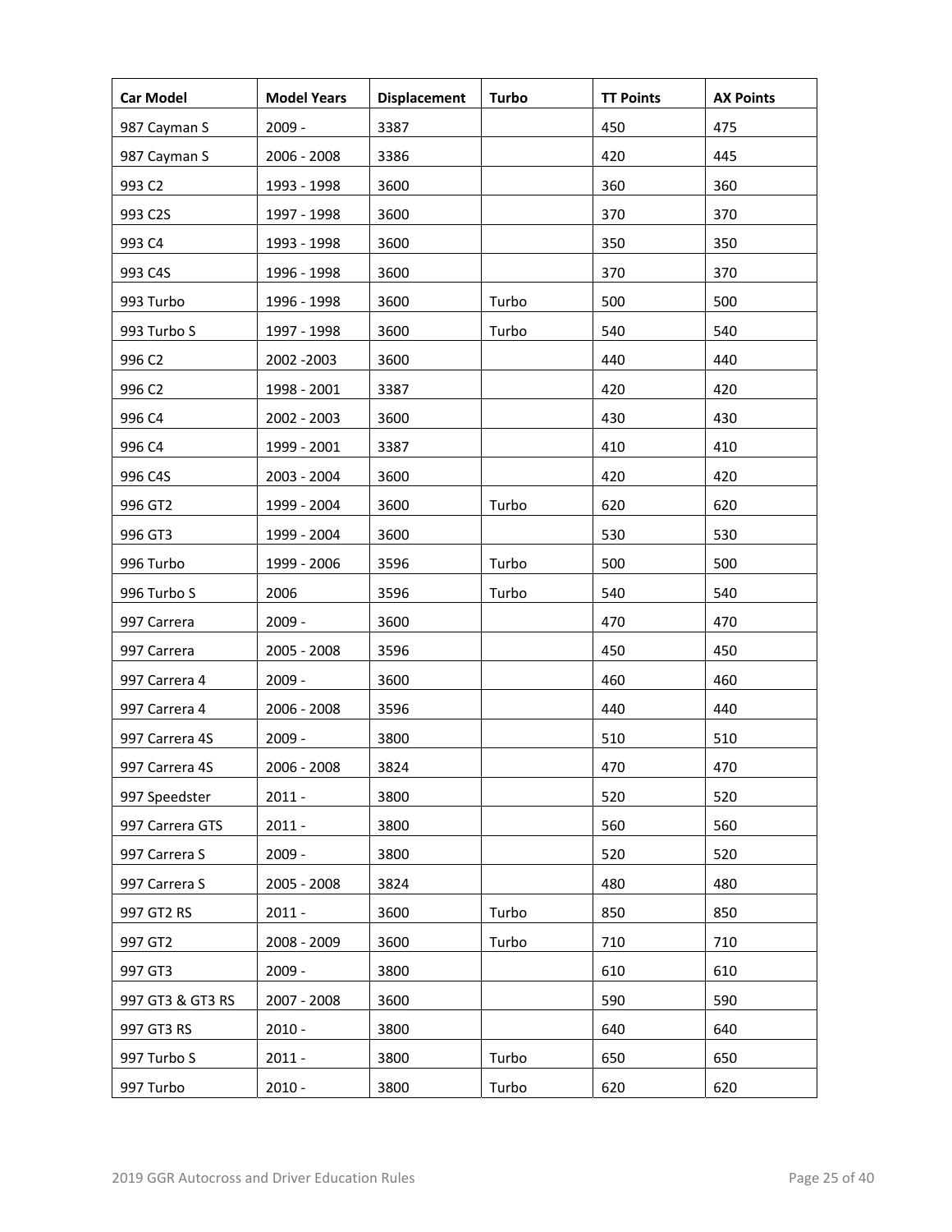| Car Model | Model Years | Displacement | Turbo | TT Points | AX Points |
|---|---|---|---|---|---|
| 987 Cayman S | 2009 - | 3387 | | 450 | 475 |
| 987 Cayman S | 2006 - 2008 | 3386 | | 420 | 445 |
| 993 C2 | 1993 - 1998 | 3600 | | 360 | 360 |
| 993 C2S | 1997 - 1998 | 3600 | | 370 | 370 |
| 993 C4 | 1993 - 1998 | 3600 | | 350 | 350 |
| 993 C4S | 1996 - 1998 | 3600 | | 370 | 370 |
| 993 Turbo | 1996 - 1998 | 3600 | Turbo | 500 | 500 |
| 993 Turbo S | 1997 - 1998 | 3600 | Turbo | 540 | 540 |
| 996 C2 | 2002 -2003 | 3600 | | 440 | 440 |
| 996 C2 | 1998 - 2001 | 3387 | | 420 | 420 |
| 996 C4 | 2002 - 2003 | 3600 | | 430 | 430 |
| 996 C4 | 1999 - 2001 | 3387 | | 410 | 410 |
| 996 C4S | 2003 - 2004 | 3600 | | 420 | 420 |
| 996 GT2 | 1999 - 2004 | 3600 | Turbo | 620 | 620 |
| 996 GT3 | 1999 - 2004 | 3600 | | 530 | 530 |
| 996 Turbo | 1999 - 2006 | 3596 | Turbo | 500 | 500 |
| 996 Turbo S | 2006 | 3596 | Turbo | 540 | 540 |
| 997 Carrera | 2009 - | 3600 | | 470 | 470 |
| 997 Carrera | 2005 - 2008 | 3596 | | 450 | 450 |
| 997 Carrera 4 | 2009 - | 3600 | | 460 | 460 |
| 997 Carrera 4 | 2006 - 2008 | 3596 | | 440 | 440 |
| 997 Carrera 4S | 2009 - | 3800 | | 510 | 510 |
| 997 Carrera 4S | 2006 - 2008 | 3824 | | 470 | 470 |
| 997 Speedster | 2011 - | 3800 | | 520 | 520 |
| 997 Carrera GTS | 2011 - | 3800 | | 560 | 560 |
| 997 Carrera S | 2009 - | 3800 | | 520 | 520 |
| 997 Carrera S | 2005 - 2008 | 3824 | | 480 | 480 |
| 997 GT2 RS | 2011 - | 3600 | Turbo | 850 | 850 |
| 997 GT2 | 2008 - 2009 | 3600 | Turbo | 710 | 710 |
| 997 GT3 | 2009 - | 3800 | | 610 | 610 |
| 997 GT3 & GT3 RS | 2007 - 2008 | 3600 | | 590 | 590 |
| 997 GT3 RS | 2010 - | 3800 | | 640 | 640 |
| 997 Turbo S | 2011 - | 3800 | Turbo | 650 | 650 |
| 997 Turbo | 2010 - | 3800 | Turbo | 620 | 620 |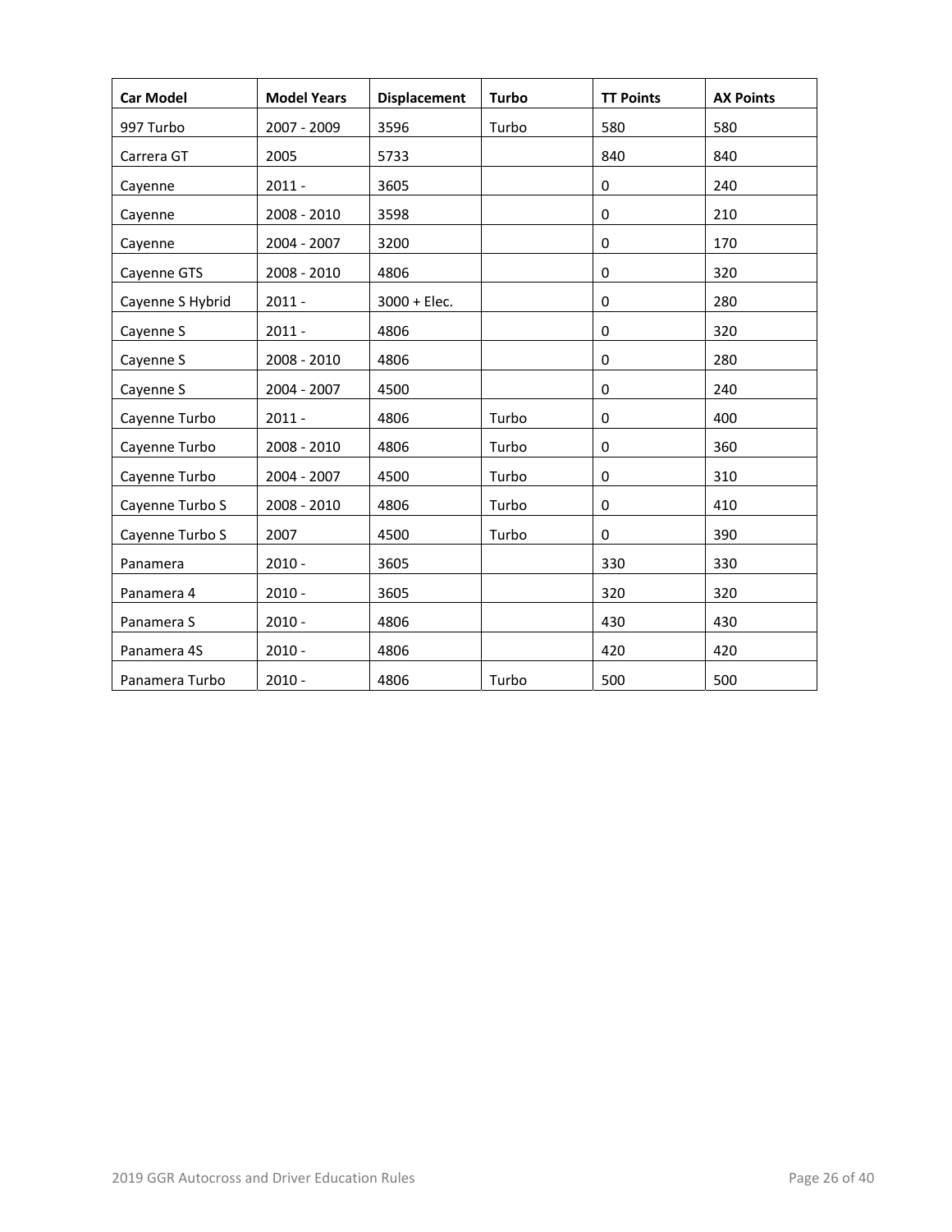| Car Model | Model Years | Displacement | Turbo | TT Points | AX Points |
|---|---|---|---|---|---|
| 997 Turbo | 2007 - 2009 | 3596 | Turbo | 580 | 580 |
| Carrera GT | 2005 | 5733 | | 840 | 840 |
| Cayenne | 2011 - | 3605 | | 0 | 240 |
| Cayenne | 2008 - 2010 | 3598 | | 0 | 210 |
| Cayenne | 2004 - 2007 | 3200 | | 0 | 170 |
| Cayenne GTS | 2008 - 2010 | 4806 | | 0 | 320 |
| Cayenne S Hybrid | 2011 - | 3000 + Elec. | | 0 | 280 |
| Cayenne S | 2011 - | 4806 | | 0 | 320 |
| Cayenne S | 2008 - 2010 | 4806 | | 0 | 280 |
| Cayenne S | 2004 - 2007 | 4500 | | 0 | 240 |
| Cayenne Turbo | 2011 - | 4806 | Turbo | 0 | 400 |
| Cayenne Turbo | 2008 - 2010 | 4806 | Turbo | 0 | 360 |
| Cayenne Turbo | 2004 - 2007 | 4500 | Turbo | 0 | 310 |
| Cayenne Turbo S | 2008 - 2010 | 4806 | Turbo | 0 | 410 |
| Cayenne Turbo S | 2007 | 4500 | Turbo | 0 | 390 |
| Panamera | 2010 - | 3605 | | 330 | 330 |
| Panamera 4 | 2010 - | 3605 | | 320 | 320 |
| Panamera S | 2010 - | 4806 | | 430 | 430 |
| Panamera 4S | 2010 - | 4806 | | 420 | 420 |
| Panamera Turbo | 2010 - | 4806 | Turbo | 500 | 500 |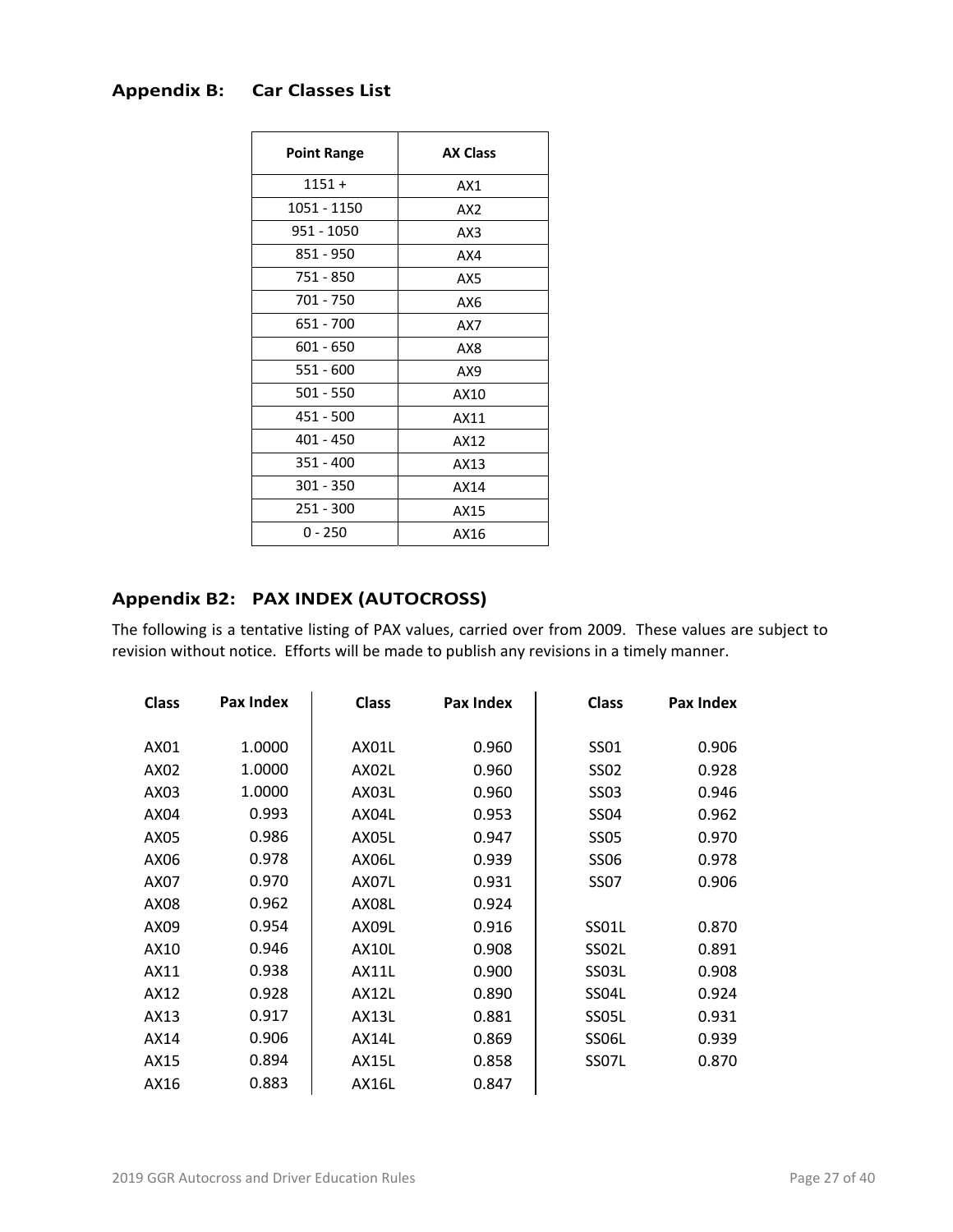## Appendix B: Car Classes List

| Point Range | AX Class |
|---|---|
| 1151 + | AX1 |
| 1051 - 1150 | AX2 |
| 951 - 1050 | AX3 |
| 851 - 950 | AX4 |
| 751 - 850 | AX5 |
| 701 - 750 | AX6 |
| 651 - 700 | AX7 |
| 601 - 650 | AX8 |
| 551 - 600 | AX9 |
| 501 - 550 | AX10 |
| 451 - 500 | AX11 |
| 401 - 450 | AX12 |
| 351 - 400 | AX13 |
| 301 - 350 | AX14 |
| 251 - 300 | AX15 |
| 0 - 250 | AX16 |

## Appendix B2: PAX INDEX (AUTOCROSS)

The following is a tentative listing of PAX values, carried over from 2009. These values are subject to revision without notice. Efforts will be made to publish any revisions in a timely manner.

| Class | Pax Index | Class | Pax Index | Class | Pax Index |
|---|---|---|---|---|---|
| AX01 | 1.0000 | AX01L | 0.960 | SS01 | 0.906 |
| AX02 | 1.0000 | AX02L | 0.960 | SS02 | 0.928 |
| AX03 | 1.0000 | AX03L | 0.960 | SS03 | 0.946 |
| AX04 | 0.993 | AX04L | 0.953 | SS04 | 0.962 |
| AX05 | 0.986 | AX05L | 0.947 | SS05 | 0.970 |
| AX06 | 0.978 | AX06L | 0.939 | SS06 | 0.978 |
| AX07 | 0.970 | AX07L | 0.931 | SS07 | 0.906 |
| AX08 | 0.962 | AX08L | 0.924 | | |
| AX09 | 0.954 | AX09L | 0.916 | SS01L | 0.870 |
| AX10 | 0.946 | AX10L | 0.908 | SS02L | 0.891 |
| AX11 | 0.938 | AX11L | 0.900 | SS03L | 0.908 |
| AX12 | 0.928 | AX12L | 0.890 | SS04L | 0.924 |
| AX13 | 0.917 | AX13L | 0.881 | SS05L | 0.931 |
| AX14 | 0.906 | AX14L | 0.869 | SS06L | 0.939 |
| AX15 | 0.894 | AX15L | 0.858 | SS07L | 0.870 |
| AX16 | 0.883 | AX16L | 0.847 | | |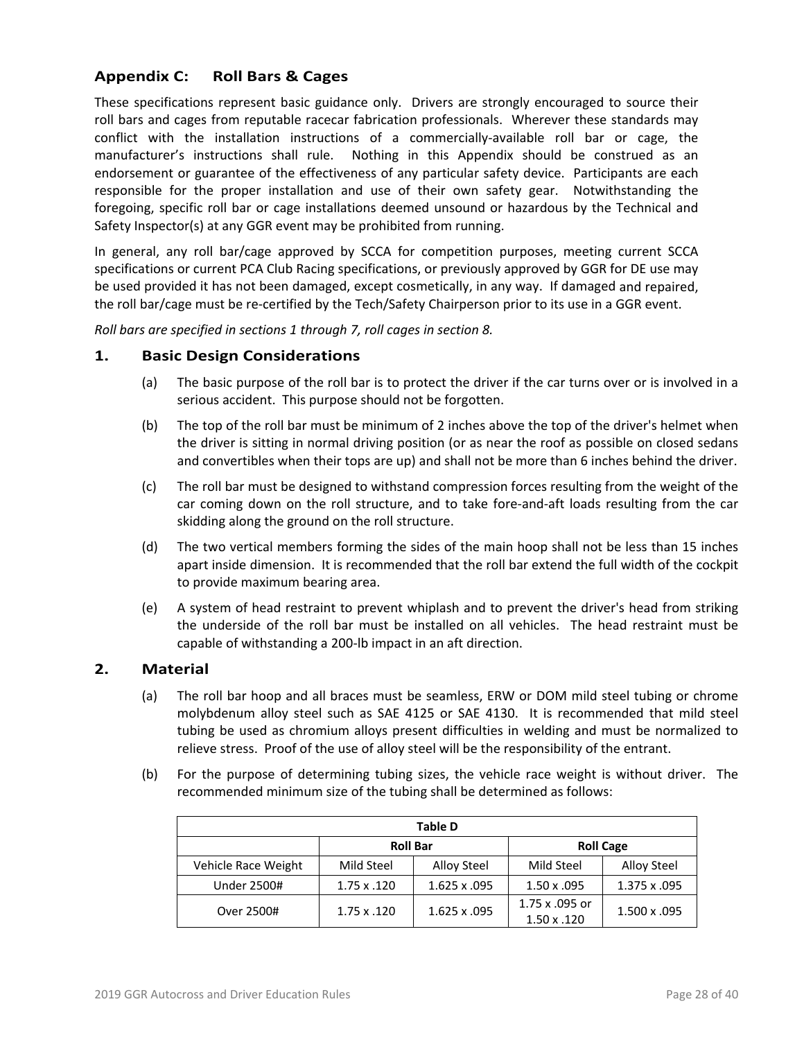## Appendix C: Roll Bars & Cages

These specifications represent basic guidance only. Drivers are strongly encouraged to source their roll bars and cages from reputable racecar fabrication professionals. Wherever these standards may conflict with the installation instructions of a commercially-available roll bar or cage, the manufacturer's instructions shall rule. Nothing in this Appendix should be construed as an endorsement or guarantee of the effectiveness of any particular safety device. Participants are each responsible for the proper installation and use of their own safety gear. Notwithstanding the foregoing, specific roll bar or cage installations deemed unsound or hazardous by the Technical and Safety Inspector(s) at any GGR event may be prohibited from running.

In general, any roll bar/cage approved by SCCA for competition purposes, meeting current SCCA specifications or current PCA Club Racing specifications, or previously approved by GGR for DE use may be used provided it has not been damaged, except cosmetically, in any way. If damaged and repaired, the roll bar/cage must be re-certified by the Tech/Safety Chairperson prior to its use in a GGR event.

*Roll bars are specified in sections 1 through 7, roll cages in section 8.*

### 1. Basic Design Considerations

(a) The basic purpose of the roll bar is to protect the driver if the car turns over or is involved in a serious accident. This purpose should not be forgotten.

(b) The top of the roll bar must be minimum of 2 inches above the top of the driver's helmet when the driver is sitting in normal driving position (or as near the roof as possible on closed sedans and convertibles when their tops are up) and shall not be more than 6 inches behind the driver.

(c) The roll bar must be designed to withstand compression forces resulting from the weight of the car coming down on the roll structure, and to take fore-and-aft loads resulting from the car skidding along the ground on the roll structure.

(d) The two vertical members forming the sides of the main hoop shall not be less than 15 inches apart inside dimension. It is recommended that the roll bar extend the full width of the cockpit to provide maximum bearing area.

(e) A system of head restraint to prevent whiplash and to prevent the driver's head from striking the underside of the roll bar must be installed on all vehicles. The head restraint must be capable of withstanding a 200-lb impact in an aft direction.

### 2. Material

(a) The roll bar hoop and all braces must be seamless, ERW or DOM mild steel tubing or chrome molybdenum alloy steel such as SAE 4125 or SAE 4130. It is recommended that mild steel tubing be used as chromium alloys present difficulties in welding and must be normalized to relieve stress. Proof of the use of alloy steel will be the responsibility of the entrant.

(b) For the purpose of determining tubing sizes, the vehicle race weight is without driver. The recommended minimum size of the tubing shall be determined as follows:

| Table D | | | | |
|---|---|---|---|---|
| | Roll Bar | | Roll Cage | |
| Vehicle Race Weight | Mild Steel | Alloy Steel | Mild Steel | Alloy Steel |
| Under 2500# | 1.75 x .120 | 1.625 x .095 | 1.50 x .095 | 1.375 x .095 |
| Over 2500# | 1.75 x .120 | 1.625 x .095 | 1.75 x .095 or 1.50 x .120 | 1.500 x .095 |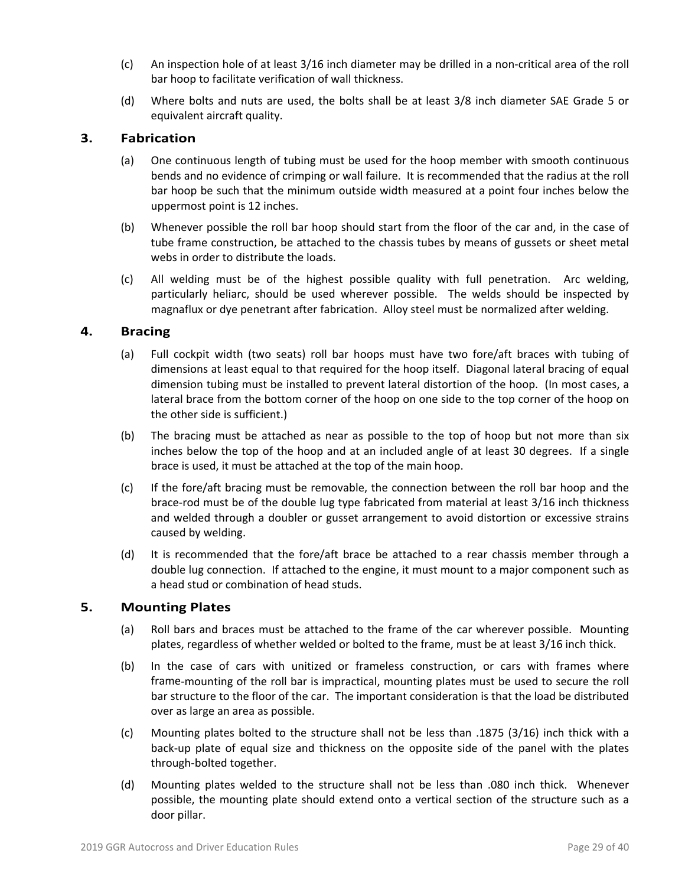(c) An inspection hole of at least 3/16 inch diameter may be drilled in a non-critical area of the roll bar hoop to facilitate verification of wall thickness.

(d) Where bolts and nuts are used, the bolts shall be at least 3/8 inch diameter SAE Grade 5 or equivalent aircraft quality.

## 3. Fabrication

(a) One continuous length of tubing must be used for the hoop member with smooth continuous bends and no evidence of crimping or wall failure. It is recommended that the radius at the roll bar hoop be such that the minimum outside width measured at a point four inches below the uppermost point is 12 inches.

(b) Whenever possible the roll bar hoop should start from the floor of the car and, in the case of tube frame construction, be attached to the chassis tubes by means of gussets or sheet metal webs in order to distribute the loads.

(c) All welding must be of the highest possible quality with full penetration. Arc welding, particularly heliarc, should be used wherever possible. The welds should be inspected by magnaflux or dye penetrant after fabrication. Alloy steel must be normalized after welding.

## 4. Bracing

(a) Full cockpit width (two seats) roll bar hoops must have two fore/aft braces with tubing of dimensions at least equal to that required for the hoop itself. Diagonal lateral bracing of equal dimension tubing must be installed to prevent lateral distortion of the hoop. (In most cases, a lateral brace from the bottom corner of the hoop on one side to the top corner of the hoop on the other side is sufficient.)

(b) The bracing must be attached as near as possible to the top of hoop but not more than six inches below the top of the hoop and at an included angle of at least 30 degrees. If a single brace is used, it must be attached at the top of the main hoop.

(c) If the fore/aft bracing must be removable, the connection between the roll bar hoop and the brace-rod must be of the double lug type fabricated from material at least 3/16 inch thickness and welded through a doubler or gusset arrangement to avoid distortion or excessive strains caused by welding.

(d) It is recommended that the fore/aft brace be attached to a rear chassis member through a double lug connection. If attached to the engine, it must mount to a major component such as a head stud or combination of head studs.

## 5. Mounting Plates

(a) Roll bars and braces must be attached to the frame of the car wherever possible. Mounting plates, regardless of whether welded or bolted to the frame, must be at least 3/16 inch thick.

(b) In the case of cars with unitized or frameless construction, or cars with frames where frame-mounting of the roll bar is impractical, mounting plates must be used to secure the roll bar structure to the floor of the car. The important consideration is that the load be distributed over as large an area as possible.

(c) Mounting plates bolted to the structure shall not be less than .1875 (3/16) inch thick with a back-up plate of equal size and thickness on the opposite side of the panel with the plates through-bolted together.

(d) Mounting plates welded to the structure shall not be less than .080 inch thick. Whenever possible, the mounting plate should extend onto a vertical section of the structure such as a door pillar.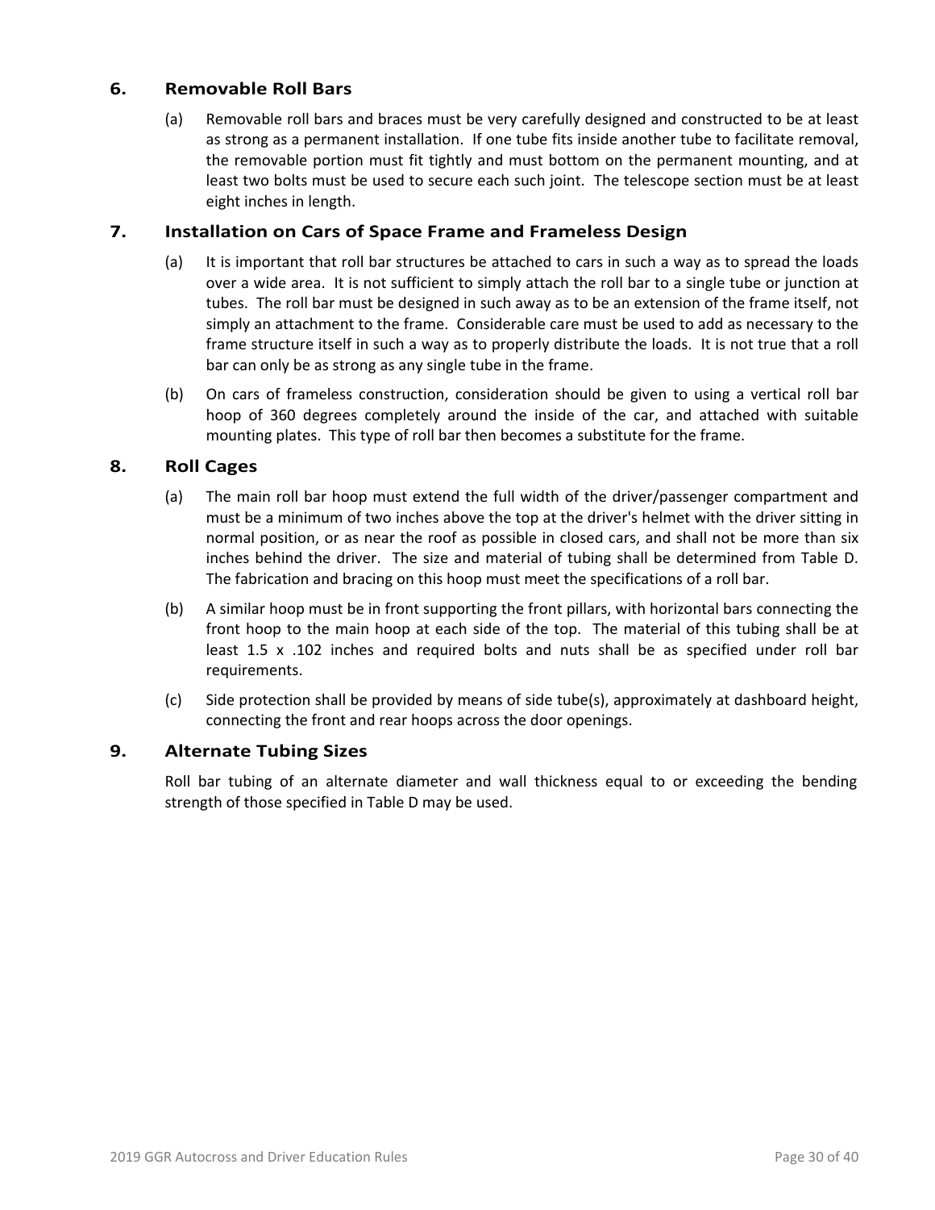## 6. Removable Roll Bars

(a) Removable roll bars and braces must be very carefully designed and constructed to be at least as strong as a permanent installation. If one tube fits inside another tube to facilitate removal, the removable portion must fit tightly and must bottom on the permanent mounting, and at least two bolts must be used to secure each such joint. The telescope section must be at least eight inches in length.

## 7. Installation on Cars of Space Frame and Frameless Design

(a) It is important that roll bar structures be attached to cars in such a way as to spread the loads over a wide area. It is not sufficient to simply attach the roll bar to a single tube or junction at tubes. The roll bar must be designed in such away as to be an extension of the frame itself, not simply an attachment to the frame. Considerable care must be used to add as necessary to the frame structure itself in such a way as to properly distribute the loads. It is not true that a roll bar can only be as strong as any single tube in the frame.

(b) On cars of frameless construction, consideration should be given to using a vertical roll bar hoop of 360 degrees completely around the inside of the car, and attached with suitable mounting plates. This type of roll bar then becomes a substitute for the frame.

## 8. Roll Cages

(a) The main roll bar hoop must extend the full width of the driver/passenger compartment and must be a minimum of two inches above the top at the driver's helmet with the driver sitting in normal position, or as near the roof as possible in closed cars, and shall not be more than six inches behind the driver. The size and material of tubing shall be determined from Table D. The fabrication and bracing on this hoop must meet the specifications of a roll bar.

(b) A similar hoop must be in front supporting the front pillars, with horizontal bars connecting the front hoop to the main hoop at each side of the top. The material of this tubing shall be at least 1.5 x .102 inches and required bolts and nuts shall be as specified under roll bar requirements.

(c) Side protection shall be provided by means of side tube(s), approximately at dashboard height, connecting the front and rear hoops across the door openings.

## 9. Alternate Tubing Sizes

Roll bar tubing of an alternate diameter and wall thickness equal to or exceeding the bending strength of those specified in Table D may be used.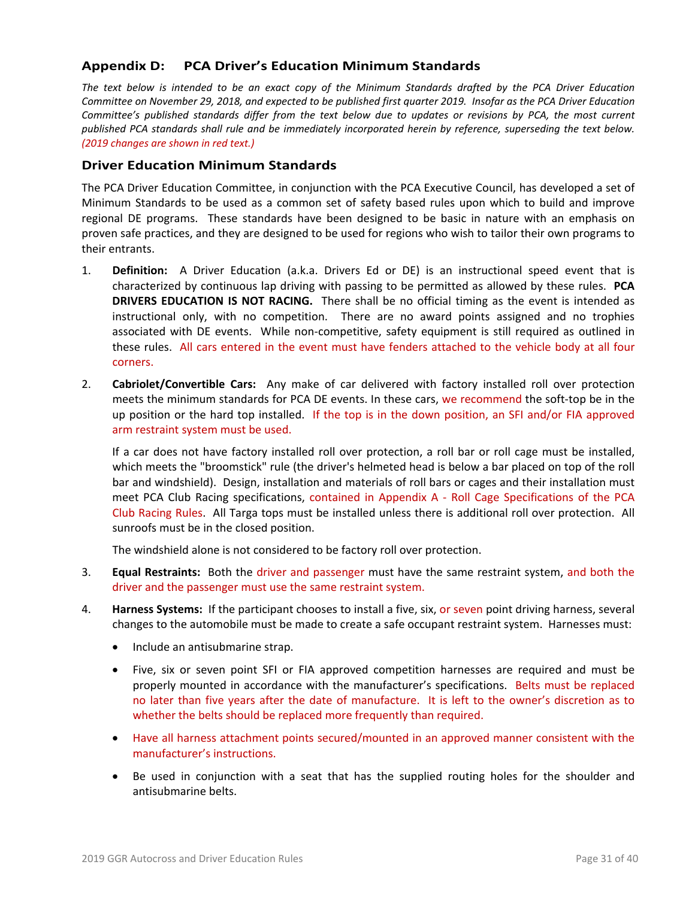## Appendix D: PCA Driver's Education Minimum Standards

*The text below is intended to be an exact copy of the Minimum Standards drafted by the PCA Driver Education Committee on November 29, 2018, and expected to be published first quarter 2019. Insofar as the PCA Driver Education Committee's published standards differ from the text below due to updates or revisions by PCA, the most current published PCA standards shall rule and be immediately incorporated herein by reference, superseding the text below. (2019 changes are shown in red text.)*

### Driver Education Minimum Standards

The PCA Driver Education Committee, in conjunction with the PCA Executive Council, has developed a set of Minimum Standards to be used as a common set of safety based rules upon which to build and improve regional DE programs. These standards have been designed to be basic in nature with an emphasis on proven safe practices, and they are designed to be used for regions who wish to tailor their own programs to their entrants.

1. **Definition:** A Driver Education (a.k.a. Drivers Ed or DE) is an instructional speed event that is characterized by continuous lap driving with passing to be permitted as allowed by these rules. **PCA DRIVERS EDUCATION IS NOT RACING.** There shall be no official timing as the event is intended as instructional only, with no competition. There are no award points assigned and no trophies associated with DE events. While non-competitive, safety equipment is still required as outlined in these rules. All cars entered in the event must have fenders attached to the vehicle body at all four corners.

2. **Cabriolet/Convertible Cars:** Any make of car delivered with factory installed roll over protection meets the minimum standards for PCA DE events. In these cars, we recommend the soft-top be in the up position or the hard top installed. If the top is in the down position, an SFI and/or FIA approved arm restraint system must be used.

   If a car does not have factory installed roll over protection, a roll bar or roll cage must be installed, which meets the "broomstick" rule (the driver's helmeted head is below a bar placed on top of the roll bar and windshield). Design, installation and materials of roll bars or cages and their installation must meet PCA Club Racing specifications, contained in Appendix A - Roll Cage Specifications of the PCA Club Racing Rules. All Targa tops must be installed unless there is additional roll over protection. All sunroofs must be in the closed position.

   The windshield alone is not considered to be factory roll over protection.

3. **Equal Restraints:** Both the driver and passenger must have the same restraint system, and both the driver and the passenger must use the same restraint system.

4. **Harness Systems:** If the participant chooses to install a five, six, or seven point driving harness, several changes to the automobile must be made to create a safe occupant restraint system. Harnesses must:

   - Include an antisubmarine strap.
   - Five, six or seven point SFI or FIA approved competition harnesses are required and must be properly mounted in accordance with the manufacturer's specifications. Belts must be replaced no later than five years after the date of manufacture. It is left to the owner's discretion as to whether the belts should be replaced more frequently than required.
   - Have all harness attachment points secured/mounted in an approved manner consistent with the manufacturer's instructions.
   - Be used in conjunction with a seat that has the supplied routing holes for the shoulder and antisubmarine belts.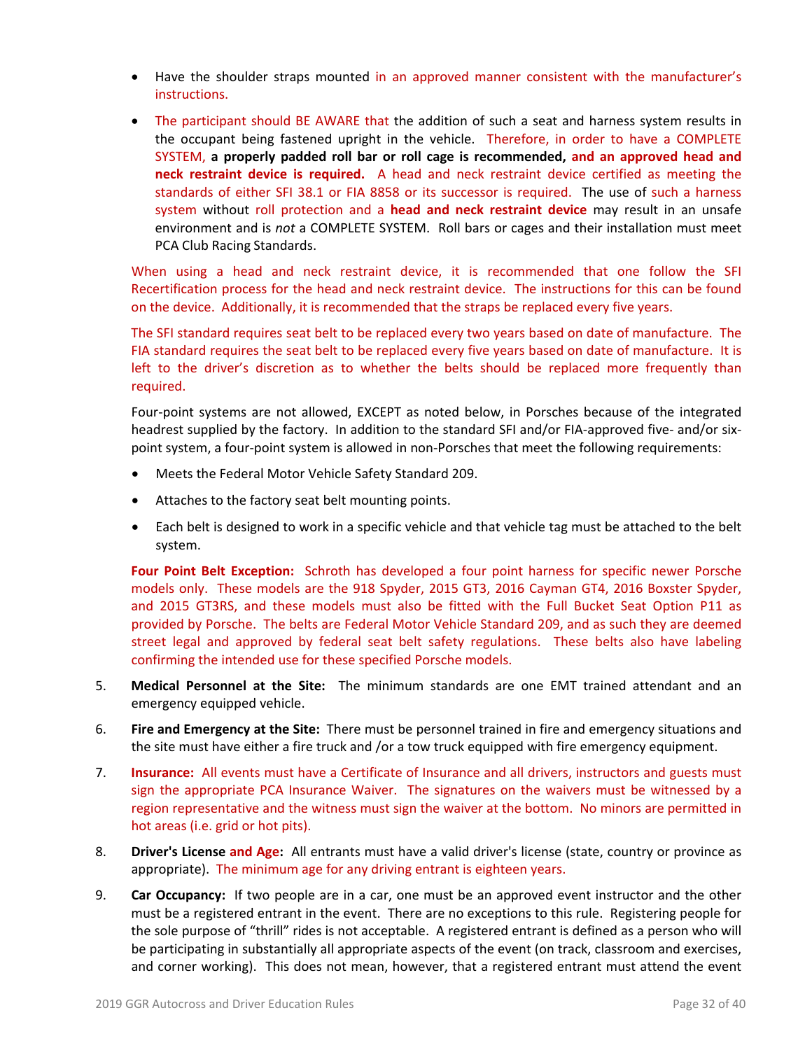- Have the shoulder straps mounted in an approved manner consistent with the manufacturer's instructions.

- The participant should BE AWARE that the addition of such a seat and harness system results in the occupant being fastened upright in the vehicle. Therefore, in order to have a COMPLETE SYSTEM, **a properly padded roll bar or roll cage is recommended, and an approved head and neck restraint device is required.** A head and neck restraint device certified as meeting the standards of either SFI 38.1 or FIA 8858 or its successor is required. The use of such a harness system without roll protection and a **head and neck restraint device** may result in an unsafe environment and is *not* a COMPLETE SYSTEM. Roll bars or cages and their installation must meet PCA Club Racing Standards.

When using a head and neck restraint device, it is recommended that one follow the SFI Recertification process for the head and neck restraint device. The instructions for this can be found on the device. Additionally, it is recommended that the straps be replaced every five years.

The SFI standard requires seat belt to be replaced every two years based on date of manufacture. The FIA standard requires the seat belt to be replaced every five years based on date of manufacture. It is left to the driver's discretion as to whether the belts should be replaced more frequently than required.

Four-point systems are not allowed, EXCEPT as noted below, in Porsches because of the integrated headrest supplied by the factory. In addition to the standard SFI and/or FIA-approved five- and/or six-point system, a four-point system is allowed in non-Porsches that meet the following requirements:

- Meets the Federal Motor Vehicle Safety Standard 209.
- Attaches to the factory seat belt mounting points.
- Each belt is designed to work in a specific vehicle and that vehicle tag must be attached to the belt system.

**Four Point Belt Exception:** Schroth has developed a four point harness for specific newer Porsche models only. These models are the 918 Spyder, 2015 GT3, 2016 Cayman GT4, 2016 Boxster Spyder, and 2015 GT3RS, and these models must also be fitted with the Full Bucket Seat Option P11 as provided by Porsche. The belts are Federal Motor Vehicle Standard 209, and as such they are deemed street legal and approved by federal seat belt safety regulations. These belts also have labeling confirming the intended use for these specified Porsche models.

5. **Medical Personnel at the Site:** The minimum standards are one EMT trained attendant and an emergency equipped vehicle.

6. **Fire and Emergency at the Site:** There must be personnel trained in fire and emergency situations and the site must have either a fire truck and /or a tow truck equipped with fire emergency equipment.

7. **Insurance:** All events must have a Certificate of Insurance and all drivers, instructors and guests must sign the appropriate PCA Insurance Waiver. The signatures on the waivers must be witnessed by a region representative and the witness must sign the waiver at the bottom. No minors are permitted in hot areas (i.e. grid or hot pits).

8. **Driver's License and Age:** All entrants must have a valid driver's license (state, country or province as appropriate). The minimum age for any driving entrant is eighteen years.

9. **Car Occupancy:** If two people are in a car, one must be an approved event instructor and the other must be a registered entrant in the event. There are no exceptions to this rule. Registering people for the sole purpose of "thrill" rides is not acceptable. A registered entrant is defined as a person who will be participating in substantially all appropriate aspects of the event (on track, classroom and exercises, and corner working). This does not mean, however, that a registered entrant must attend the event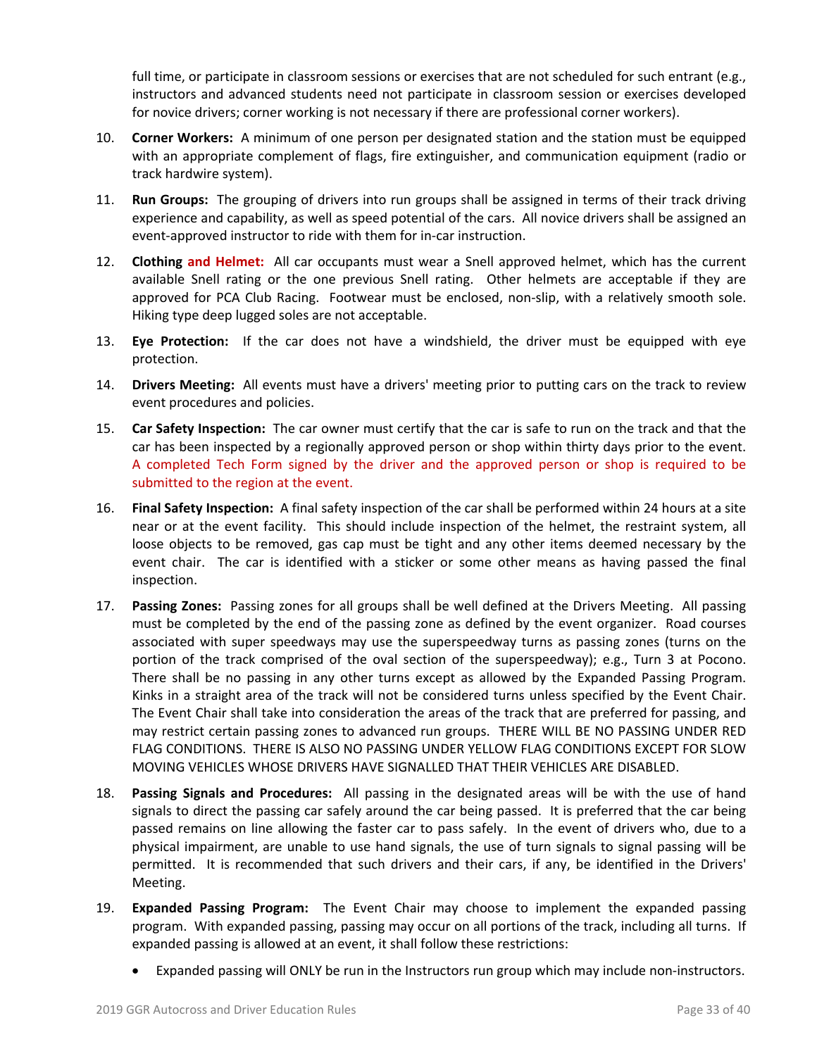full time, or participate in classroom sessions or exercises that are not scheduled for such entrant (e.g., instructors and advanced students need not participate in classroom session or exercises developed for novice drivers; corner working is not necessary if there are professional corner workers).

10. **Corner Workers:** A minimum of one person per designated station and the station must be equipped with an appropriate complement of flags, fire extinguisher, and communication equipment (radio or track hardwire system).

11. **Run Groups:** The grouping of drivers into run groups shall be assigned in terms of their track driving experience and capability, as well as speed potential of the cars. All novice drivers shall be assigned an event-approved instructor to ride with them for in-car instruction.

12. **Clothing and Helmet:** All car occupants must wear a Snell approved helmet, which has the current available Snell rating or the one previous Snell rating. Other helmets are acceptable if they are approved for PCA Club Racing. Footwear must be enclosed, non-slip, with a relatively smooth sole. Hiking type deep lugged soles are not acceptable.

13. **Eye Protection:** If the car does not have a windshield, the driver must be equipped with eye protection.

14. **Drivers Meeting:** All events must have a drivers' meeting prior to putting cars on the track to review event procedures and policies.

15. **Car Safety Inspection:** The car owner must certify that the car is safe to run on the track and that the car has been inspected by a regionally approved person or shop within thirty days prior to the event. A completed Tech Form signed by the driver and the approved person or shop is required to be submitted to the region at the event.

16. **Final Safety Inspection:** A final safety inspection of the car shall be performed within 24 hours at a site near or at the event facility. This should include inspection of the helmet, the restraint system, all loose objects to be removed, gas cap must be tight and any other items deemed necessary by the event chair. The car is identified with a sticker or some other means as having passed the final inspection.

17. **Passing Zones:** Passing zones for all groups shall be well defined at the Drivers Meeting. All passing must be completed by the end of the passing zone as defined by the event organizer. Road courses associated with super speedways may use the superspeedway turns as passing zones (turns on the portion of the track comprised of the oval section of the superspeedway); e.g., Turn 3 at Pocono. There shall be no passing in any other turns except as allowed by the Expanded Passing Program. Kinks in a straight area of the track will not be considered turns unless specified by the Event Chair. The Event Chair shall take into consideration the areas of the track that are preferred for passing, and may restrict certain passing zones to advanced run groups. THERE WILL BE NO PASSING UNDER RED FLAG CONDITIONS. THERE IS ALSO NO PASSING UNDER YELLOW FLAG CONDITIONS EXCEPT FOR SLOW MOVING VEHICLES WHOSE DRIVERS HAVE SIGNALLED THAT THEIR VEHICLES ARE DISABLED.

18. **Passing Signals and Procedures:** All passing in the designated areas will be with the use of hand signals to direct the passing car safely around the car being passed. It is preferred that the car being passed remains on line allowing the faster car to pass safely. In the event of drivers who, due to a physical impairment, are unable to use hand signals, the use of turn signals to signal passing will be permitted. It is recommended that such drivers and their cars, if any, be identified in the Drivers' Meeting.

19. **Expanded Passing Program:** The Event Chair may choose to implement the expanded passing program. With expanded passing, passing may occur on all portions of the track, including all turns. If expanded passing is allowed at an event, it shall follow these restrictions:

    - Expanded passing will ONLY be run in the Instructors run group which may include non-instructors.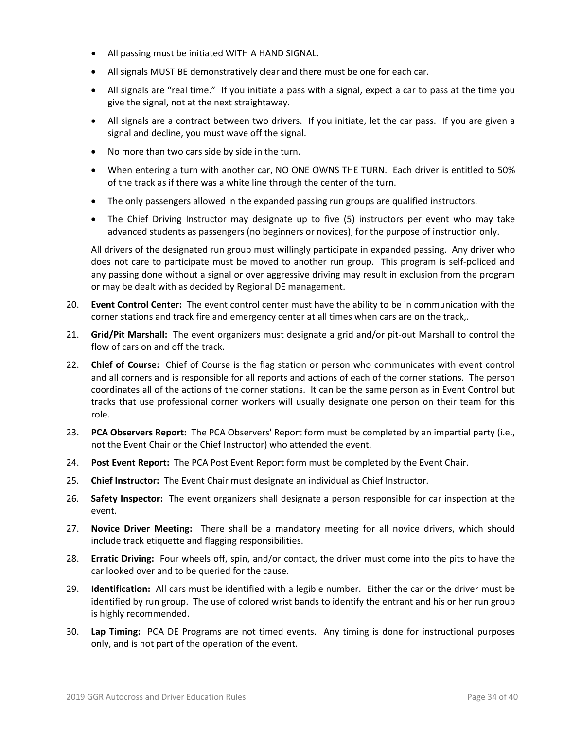- All passing must be initiated WITH A HAND SIGNAL.
- All signals MUST BE demonstratively clear and there must be one for each car.
- All signals are "real time." If you initiate a pass with a signal, expect a car to pass at the time you give the signal, not at the next straightaway.
- All signals are a contract between two drivers. If you initiate, let the car pass. If you are given a signal and decline, you must wave off the signal.
- No more than two cars side by side in the turn.
- When entering a turn with another car, NO ONE OWNS THE TURN. Each driver is entitled to 50% of the track as if there was a white line through the center of the turn.
- The only passengers allowed in the expanded passing run groups are qualified instructors.
- The Chief Driving Instructor may designate up to five (5) instructors per event who may take advanced students as passengers (no beginners or novices), for the purpose of instruction only.

All drivers of the designated run group must willingly participate in expanded passing. Any driver who does not care to participate must be moved to another run group. This program is self-policed and any passing done without a signal or over aggressive driving may result in exclusion from the program or may be dealt with as decided by Regional DE management.

20. **Event Control Center:** The event control center must have the ability to be in communication with the corner stations and track fire and emergency center at all times when cars are on the track,.
21. **Grid/Pit Marshall:** The event organizers must designate a grid and/or pit-out Marshall to control the flow of cars on and off the track.
22. **Chief of Course:** Chief of Course is the flag station or person who communicates with event control and all corners and is responsible for all reports and actions of each of the corner stations. The person coordinates all of the actions of the corner stations. It can be the same person as in Event Control but tracks that use professional corner workers will usually designate one person on their team for this role.
23. **PCA Observers Report:** The PCA Observers' Report form must be completed by an impartial party (i.e., not the Event Chair or the Chief Instructor) who attended the event.
24. **Post Event Report:** The PCA Post Event Report form must be completed by the Event Chair.
25. **Chief Instructor:** The Event Chair must designate an individual as Chief Instructor.
26. **Safety Inspector:** The event organizers shall designate a person responsible for car inspection at the event.
27. **Novice Driver Meeting:** There shall be a mandatory meeting for all novice drivers, which should include track etiquette and flagging responsibilities.
28. **Erratic Driving:** Four wheels off, spin, and/or contact, the driver must come into the pits to have the car looked over and to be queried for the cause.
29. **Identification:** All cars must be identified with a legible number. Either the car or the driver must be identified by run group. The use of colored wrist bands to identify the entrant and his or her run group is highly recommended.
30. **Lap Timing:** PCA DE Programs are not timed events. Any timing is done for instructional purposes only, and is not part of the operation of the event.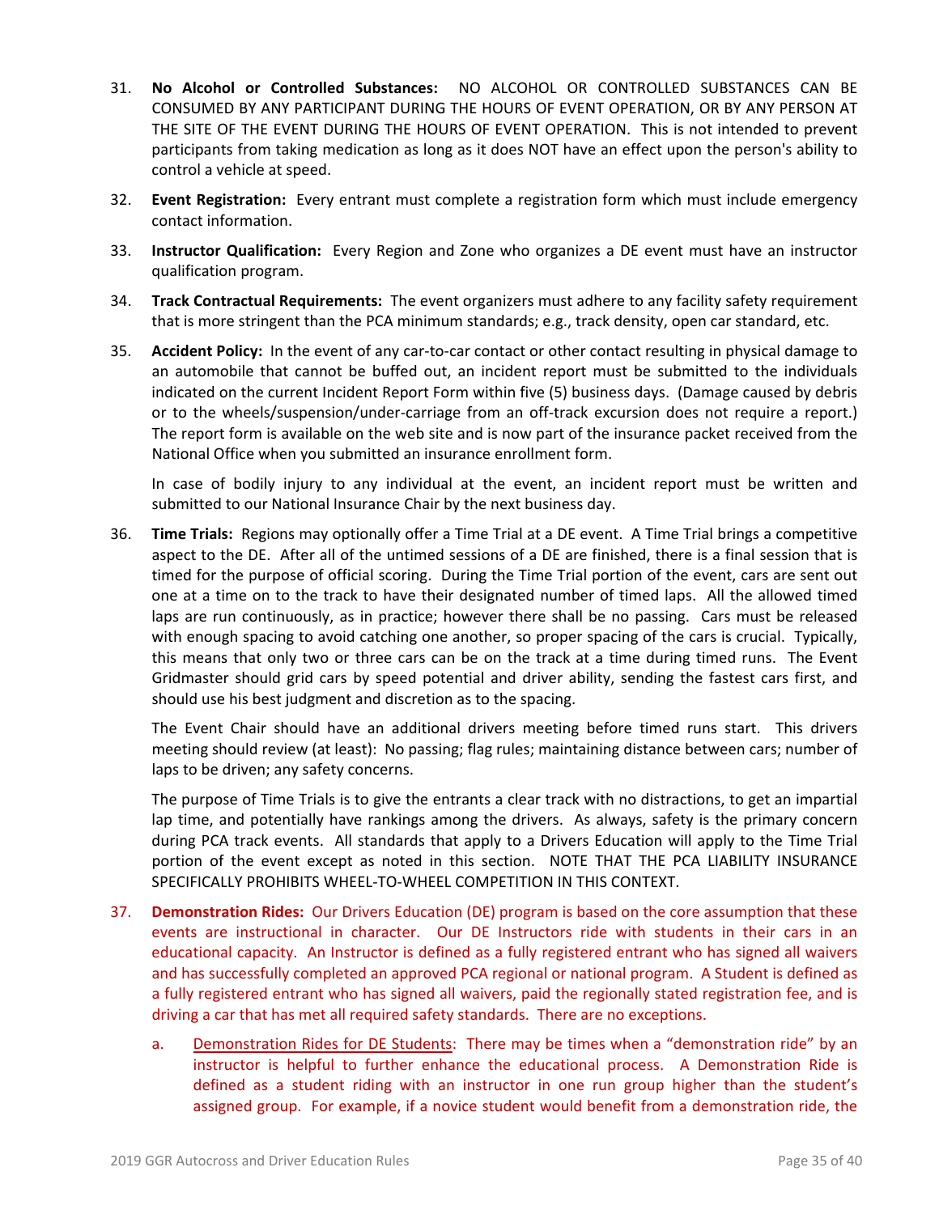31. **No Alcohol or Controlled Substances:** NO ALCOHOL OR CONTROLLED SUBSTANCES CAN BE CONSUMED BY ANY PARTICIPANT DURING THE HOURS OF EVENT OPERATION, OR BY ANY PERSON AT THE SITE OF THE EVENT DURING THE HOURS OF EVENT OPERATION. This is not intended to prevent participants from taking medication as long as it does NOT have an effect upon the person's ability to control a vehicle at speed.

32. **Event Registration:** Every entrant must complete a registration form which must include emergency contact information.

33. **Instructor Qualification:** Every Region and Zone who organizes a DE event must have an instructor qualification program.

34. **Track Contractual Requirements:** The event organizers must adhere to any facility safety requirement that is more stringent than the PCA minimum standards; e.g., track density, open car standard, etc.

35. **Accident Policy:** In the event of any car-to-car contact or other contact resulting in physical damage to an automobile that cannot be buffed out, an incident report must be submitted to the individuals indicated on the current Incident Report Form within five (5) business days. (Damage caused by debris or to the wheels/suspension/under-carriage from an off-track excursion does not require a report.) The report form is available on the web site and is now part of the insurance packet received from the National Office when you submitted an insurance enrollment form.

    In case of bodily injury to any individual at the event, an incident report must be written and submitted to our National Insurance Chair by the next business day.

36. **Time Trials:** Regions may optionally offer a Time Trial at a DE event. A Time Trial brings a competitive aspect to the DE. After all of the untimed sessions of a DE are finished, there is a final session that is timed for the purpose of official scoring. During the Time Trial portion of the event, cars are sent out one at a time on to the track to have their designated number of timed laps. All the allowed timed laps are run continuously, as in practice; however there shall be no passing. Cars must be released with enough spacing to avoid catching one another, so proper spacing of the cars is crucial. Typically, this means that only two or three cars can be on the track at a time during timed runs. The Event Gridmaster should grid cars by speed potential and driver ability, sending the fastest cars first, and should use his best judgment and discretion as to the spacing.

    The Event Chair should have an additional drivers meeting before timed runs start. This drivers meeting should review (at least): No passing; flag rules; maintaining distance between cars; number of laps to be driven; any safety concerns.

    The purpose of Time Trials is to give the entrants a clear track with no distractions, to get an impartial lap time, and potentially have rankings among the drivers. As always, safety is the primary concern during PCA track events. All standards that apply to a Drivers Education will apply to the Time Trial portion of the event except as noted in this section. NOTE THAT THE PCA LIABILITY INSURANCE SPECIFICALLY PROHIBITS WHEEL-TO-WHEEL COMPETITION IN THIS CONTEXT.

37. **Demonstration Rides:** Our Drivers Education (DE) program is based on the core assumption that these events are instructional in character. Our DE Instructors ride with students in their cars in an educational capacity. An Instructor is defined as a fully registered entrant who has signed all waivers and has successfully completed an approved PCA regional or national program. A Student is defined as a fully registered entrant who has signed all waivers, paid the regionally stated registration fee, and is driving a car that has met all required safety standards. There are no exceptions.

    a. Demonstration Rides for DE Students: There may be times when a "demonstration ride" by an instructor is helpful to further enhance the educational process. A Demonstration Ride is defined as a student riding with an instructor in one run group higher than the student's assigned group. For example, if a novice student would benefit from a demonstration ride, the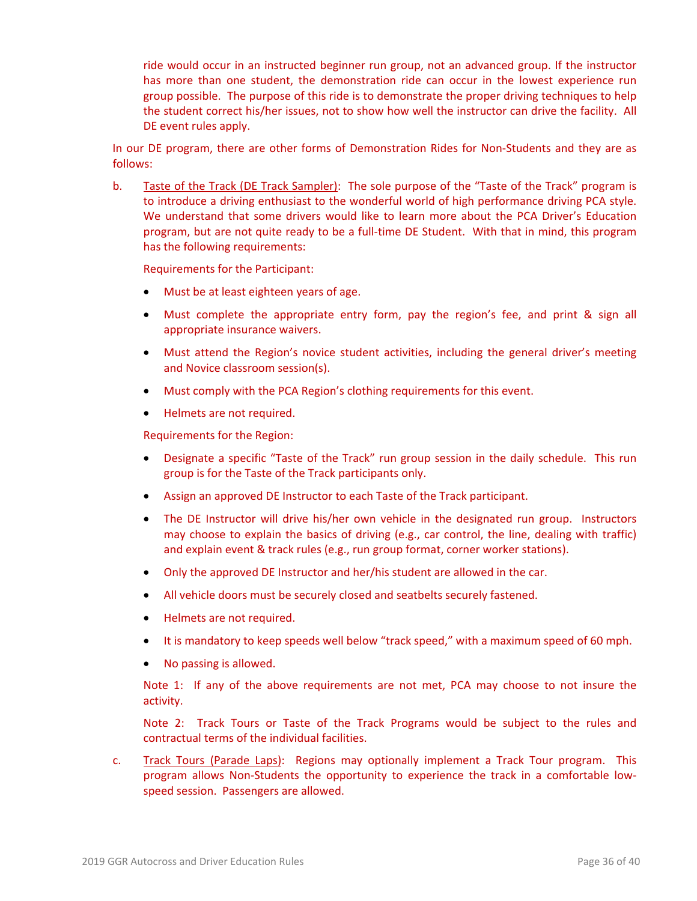ride would occur in an instructed beginner run group, not an advanced group. If the instructor has more than one student, the demonstration ride can occur in the lowest experience run group possible. The purpose of this ride is to demonstrate the proper driving techniques to help the student correct his/her issues, not to show how well the instructor can drive the facility. All DE event rules apply.

In our DE program, there are other forms of Demonstration Rides for Non-Students and they are as follows:

b. Taste of the Track (DE Track Sampler): The sole purpose of the "Taste of the Track" program is to introduce a driving enthusiast to the wonderful world of high performance driving PCA style. We understand that some drivers would like to learn more about the PCA Driver's Education program, but are not quite ready to be a full-time DE Student. With that in mind, this program has the following requirements:

Requirements for the Participant:

- Must be at least eighteen years of age.
- Must complete the appropriate entry form, pay the region's fee, and print & sign all appropriate insurance waivers.
- Must attend the Region's novice student activities, including the general driver's meeting and Novice classroom session(s).
- Must comply with the PCA Region's clothing requirements for this event.
- Helmets are not required.

Requirements for the Region:

- Designate a specific "Taste of the Track" run group session in the daily schedule. This run group is for the Taste of the Track participants only.
- Assign an approved DE Instructor to each Taste of the Track participant.
- The DE Instructor will drive his/her own vehicle in the designated run group. Instructors may choose to explain the basics of driving (e.g., car control, the line, dealing with traffic) and explain event & track rules (e.g., run group format, corner worker stations).
- Only the approved DE Instructor and her/his student are allowed in the car.
- All vehicle doors must be securely closed and seatbelts securely fastened.
- Helmets are not required.
- It is mandatory to keep speeds well below "track speed," with a maximum speed of 60 mph.
- No passing is allowed.

Note 1: If any of the above requirements are not met, PCA may choose to not insure the activity.

Note 2: Track Tours or Taste of the Track Programs would be subject to the rules and contractual terms of the individual facilities.

c. Track Tours (Parade Laps): Regions may optionally implement a Track Tour program. This program allows Non-Students the opportunity to experience the track in a comfortable low-speed session. Passengers are allowed.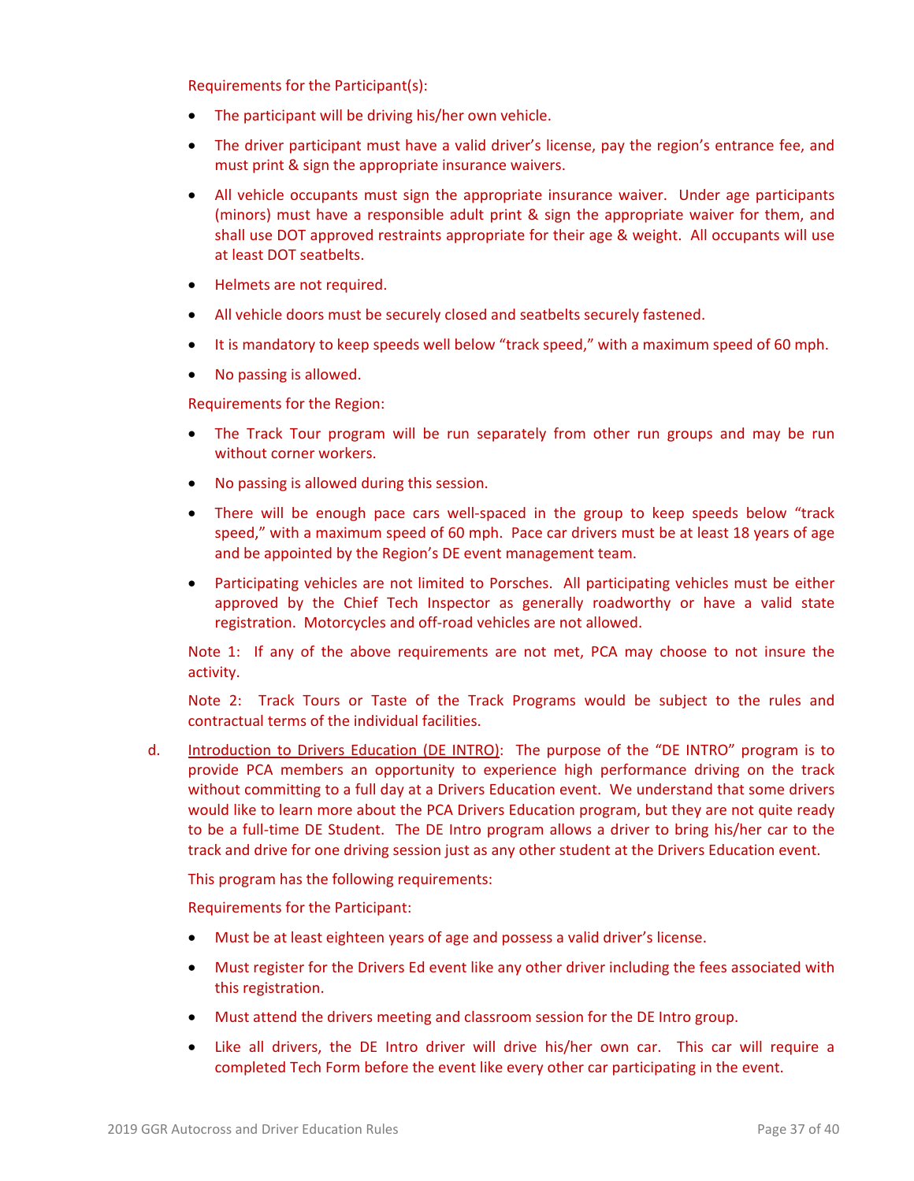Requirements for the Participant(s):

- The participant will be driving his/her own vehicle.
- The driver participant must have a valid driver's license, pay the region's entrance fee, and must print & sign the appropriate insurance waivers.
- All vehicle occupants must sign the appropriate insurance waiver. Under age participants (minors) must have a responsible adult print & sign the appropriate waiver for them, and shall use DOT approved restraints appropriate for their age & weight. All occupants will use at least DOT seatbelts.
- Helmets are not required.
- All vehicle doors must be securely closed and seatbelts securely fastened.
- It is mandatory to keep speeds well below "track speed," with a maximum speed of 60 mph.
- No passing is allowed.

Requirements for the Region:

- The Track Tour program will be run separately from other run groups and may be run without corner workers.
- No passing is allowed during this session.
- There will be enough pace cars well-spaced in the group to keep speeds below "track speed," with a maximum speed of 60 mph. Pace car drivers must be at least 18 years of age and be appointed by the Region's DE event management team.
- Participating vehicles are not limited to Porsches. All participating vehicles must be either approved by the Chief Tech Inspector as generally roadworthy or have a valid state registration. Motorcycles and off-road vehicles are not allowed.

Note 1: If any of the above requirements are not met, PCA may choose to not insure the activity.

Note 2: Track Tours or Taste of the Track Programs would be subject to the rules and contractual terms of the individual facilities.

d. <u>Introduction to Drivers Education (DE INTRO)</u>: The purpose of the "DE INTRO" program is to provide PCA members an opportunity to experience high performance driving on the track without committing to a full day at a Drivers Education event. We understand that some drivers would like to learn more about the PCA Drivers Education program, but they are not quite ready to be a full-time DE Student. The DE Intro program allows a driver to bring his/her car to the track and drive for one driving session just as any other student at the Drivers Education event.

This program has the following requirements:

Requirements for the Participant:

- Must be at least eighteen years of age and possess a valid driver's license.
- Must register for the Drivers Ed event like any other driver including the fees associated with this registration.
- Must attend the drivers meeting and classroom session for the DE Intro group.
- Like all drivers, the DE Intro driver will drive his/her own car. This car will require a completed Tech Form before the event like every other car participating in the event.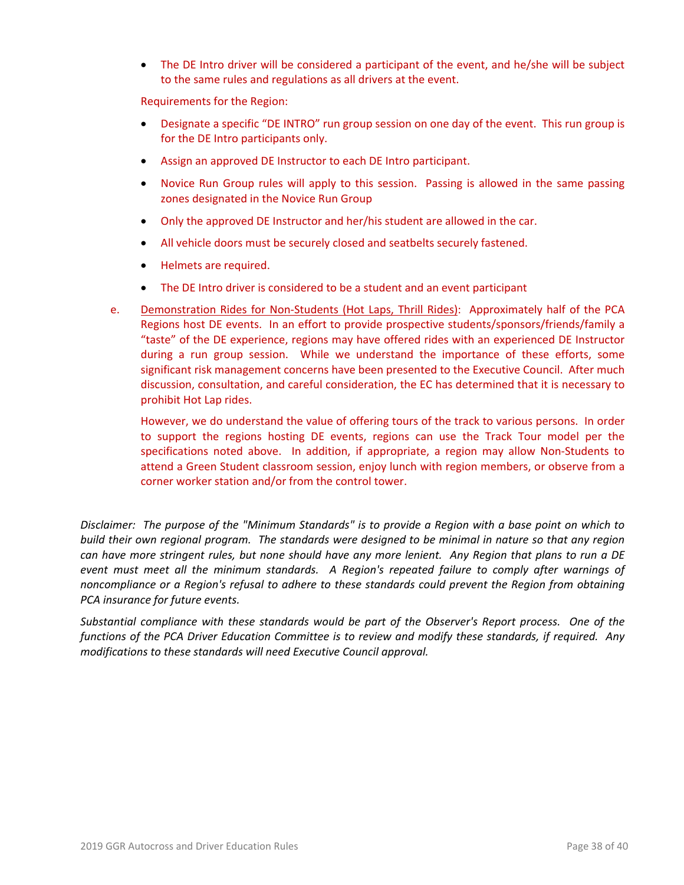- The DE Intro driver will be considered a participant of the event, and he/she will be subject to the same rules and regulations as all drivers at the event.

Requirements for the Region:

- Designate a specific "DE INTRO" run group session on one day of the event. This run group is for the DE Intro participants only.
- Assign an approved DE Instructor to each DE Intro participant.
- Novice Run Group rules will apply to this session. Passing is allowed in the same passing zones designated in the Novice Run Group
- Only the approved DE Instructor and her/his student are allowed in the car.
- All vehicle doors must be securely closed and seatbelts securely fastened.
- Helmets are required.
- The DE Intro driver is considered to be a student and an event participant

e. <u>Demonstration Rides for Non-Students (Hot Laps, Thrill Rides)</u>: Approximately half of the PCA Regions host DE events. In an effort to provide prospective students/sponsors/friends/family a "taste" of the DE experience, regions may have offered rides with an experienced DE Instructor during a run group session. While we understand the importance of these efforts, some significant risk management concerns have been presented to the Executive Council. After much discussion, consultation, and careful consideration, the EC has determined that it is necessary to prohibit Hot Lap rides.

However, we do understand the value of offering tours of the track to various persons. In order to support the regions hosting DE events, regions can use the Track Tour model per the specifications noted above. In addition, if appropriate, a region may allow Non-Students to attend a Green Student classroom session, enjoy lunch with region members, or observe from a corner worker station and/or from the control tower.

*Disclaimer: The purpose of the "Minimum Standards" is to provide a Region with a base point on which to build their own regional program. The standards were designed to be minimal in nature so that any region can have more stringent rules, but none should have any more lenient. Any Region that plans to run a DE event must meet all the minimum standards. A Region's repeated failure to comply after warnings of noncompliance or a Region's refusal to adhere to these standards could prevent the Region from obtaining PCA insurance for future events.*

*Substantial compliance with these standards would be part of the Observer's Report process. One of the functions of the PCA Driver Education Committee is to review and modify these standards, if required. Any modifications to these standards will need Executive Council approval.*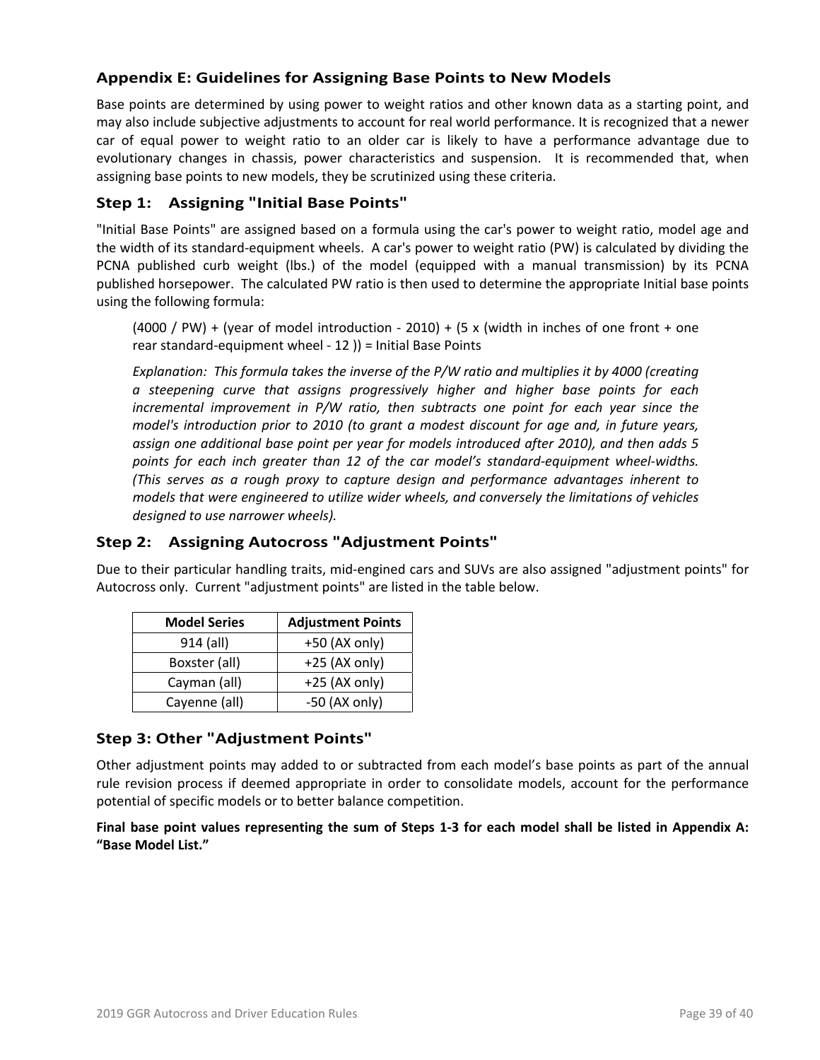## Appendix E: Guidelines for Assigning Base Points to New Models

Base points are determined by using power to weight ratios and other known data as a starting point, and may also include subjective adjustments to account for real world performance. It is recognized that a newer car of equal power to weight ratio to an older car is likely to have a performance advantage due to evolutionary changes in chassis, power characteristics and suspension. It is recommended that, when assigning base points to new models, they be scrutinized using these criteria.

### Step 1: Assigning "Initial Base Points"

"Initial Base Points" are assigned based on a formula using the car's power to weight ratio, model age and the width of its standard-equipment wheels. A car's power to weight ratio (PW) is calculated by dividing the PCNA published curb weight (lbs.) of the model (equipped with a manual transmission) by its PCNA published horsepower. The calculated PW ratio is then used to determine the appropriate Initial base points using the following formula:

> (4000 / PW) + (year of model introduction - 2010) + (5 x (width in inches of one front + one rear standard-equipment wheel - 12 )) = Initial Base Points
>
> *Explanation: This formula takes the inverse of the P/W ratio and multiplies it by 4000 (creating a steepening curve that assigns progressively higher and higher base points for each incremental improvement in P/W ratio, then subtracts one point for each year since the model's introduction prior to 2010 (to grant a modest discount for age and, in future years, assign one additional base point per year for models introduced after 2010), and then adds 5 points for each inch greater than 12 of the car model's standard-equipment wheel-widths. (This serves as a rough proxy to capture design and performance advantages inherent to models that were engineered to utilize wider wheels, and conversely the limitations of vehicles designed to use narrower wheels).*

### Step 2: Assigning Autocross "Adjustment Points"

Due to their particular handling traits, mid-engined cars and SUVs are also assigned "adjustment points" for Autocross only. Current "adjustment points" are listed in the table below.

| Model Series | Adjustment Points |
|---|---|
| 914 (all) | +50 (AX only) |
| Boxster (all) | +25 (AX only) |
| Cayman (all) | +25 (AX only) |
| Cayenne (all) | -50 (AX only) |

### Step 3: Other "Adjustment Points"

Other adjustment points may added to or subtracted from each model's base points as part of the annual rule revision process if deemed appropriate in order to consolidate models, account for the performance potential of specific models or to better balance competition.

**Final base point values representing the sum of Steps 1-3 for each model shall be listed in Appendix A: "Base Model List."**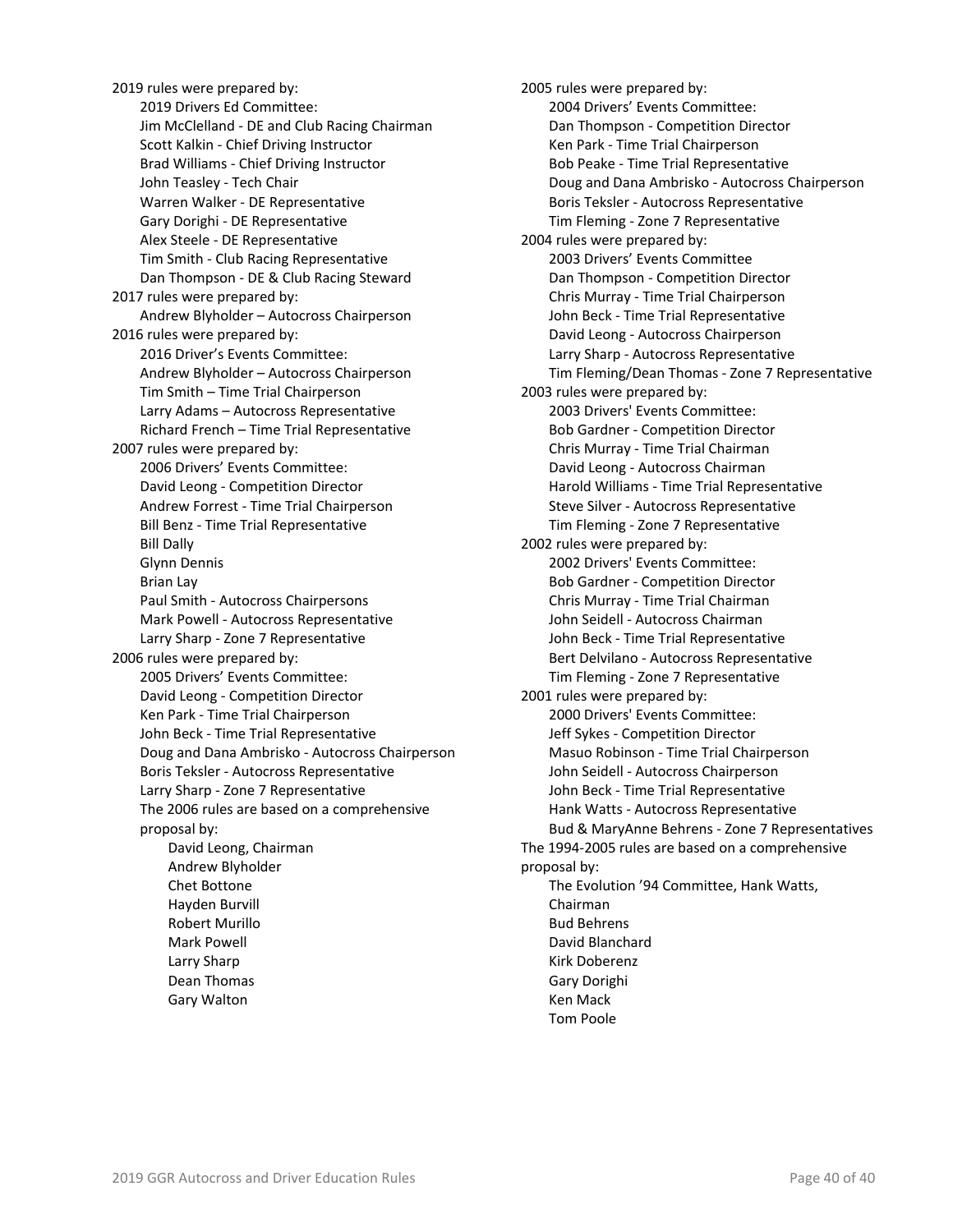2019 rules were prepared by:

- 2019 Drivers Ed Committee:
- Jim McClelland - DE and Club Racing Chairman
- Scott Kalkin - Chief Driving Instructor
- Brad Williams - Chief Driving Instructor
- John Teasley - Tech Chair
- Warren Walker - DE Representative
- Gary Dorighi - DE Representative
- Alex Steele - DE Representative
- Tim Smith - Club Racing Representative
- Dan Thompson - DE & Club Racing Steward

2017 rules were prepared by:

- Andrew Blyholder – Autocross Chairperson

2016 rules were prepared by:

- 2016 Driver's Events Committee:
- Andrew Blyholder – Autocross Chairperson
- Tim Smith – Time Trial Chairperson
- Larry Adams – Autocross Representative
- Richard French – Time Trial Representative

2007 rules were prepared by:

- 2006 Drivers' Events Committee:
- David Leong - Competition Director
- Andrew Forrest - Time Trial Chairperson
- Bill Benz - Time Trial Representative
- Bill Dally
- Glynn Dennis
- Brian Lay
- Paul Smith - Autocross Chairpersons
- Mark Powell - Autocross Representative
- Larry Sharp - Zone 7 Representative

2006 rules were prepared by:

- 2005 Drivers' Events Committee:
- David Leong - Competition Director
- Ken Park - Time Trial Chairperson
- John Beck - Time Trial Representative
- Doug and Dana Ambrisko - Autocross Chairperson
- Boris Teksler - Autocross Representative
- Larry Sharp - Zone 7 Representative
- The 2006 rules are based on a comprehensive proposal by:
  - David Leong, Chairman
  - Andrew Blyholder
  - Chet Bottone
  - Hayden Burvill
  - Robert Murillo
  - Mark Powell
  - Larry Sharp
  - Dean Thomas
  - Gary Walton

2005 rules were prepared by:

- 2004 Drivers' Events Committee:
- Dan Thompson - Competition Director
- Ken Park - Time Trial Chairperson
- Bob Peake - Time Trial Representative
- Doug and Dana Ambrisko - Autocross Chairperson
- Boris Teksler - Autocross Representative
- Tim Fleming - Zone 7 Representative

2004 rules were prepared by:

- 2003 Drivers' Events Committee
- Dan Thompson - Competition Director
- Chris Murray - Time Trial Chairperson
- John Beck - Time Trial Representative
- David Leong - Autocross Chairperson
- Larry Sharp - Autocross Representative
- Tim Fleming/Dean Thomas - Zone 7 Representative

2003 rules were prepared by:

- 2003 Drivers' Events Committee:
- Bob Gardner - Competition Director
- Chris Murray - Time Trial Chairman
- David Leong - Autocross Chairman
- Harold Williams - Time Trial Representative
- Steve Silver - Autocross Representative
- Tim Fleming - Zone 7 Representative

2002 rules were prepared by:

- 2002 Drivers' Events Committee:
- Bob Gardner - Competition Director
- Chris Murray - Time Trial Chairman
- John Seidell - Autocross Chairman
- John Beck - Time Trial Representative
- Bert Delvilano - Autocross Representative
- Tim Fleming - Zone 7 Representative

2001 rules were prepared by:

- 2000 Drivers' Events Committee:
- Jeff Sykes - Competition Director
- Masuo Robinson - Time Trial Chairperson
- John Seidell - Autocross Chairperson
- John Beck - Time Trial Representative
- Hank Watts - Autocross Representative
- Bud & MaryAnne Behrens - Zone 7 Representatives

The 1994-2005 rules are based on a comprehensive proposal by:

- The Evolution '94 Committee, Hank Watts, Chairman
- Bud Behrens
- David Blanchard
- Kirk Doberenz
- Gary Dorighi
- Ken Mack
- Tom Poole